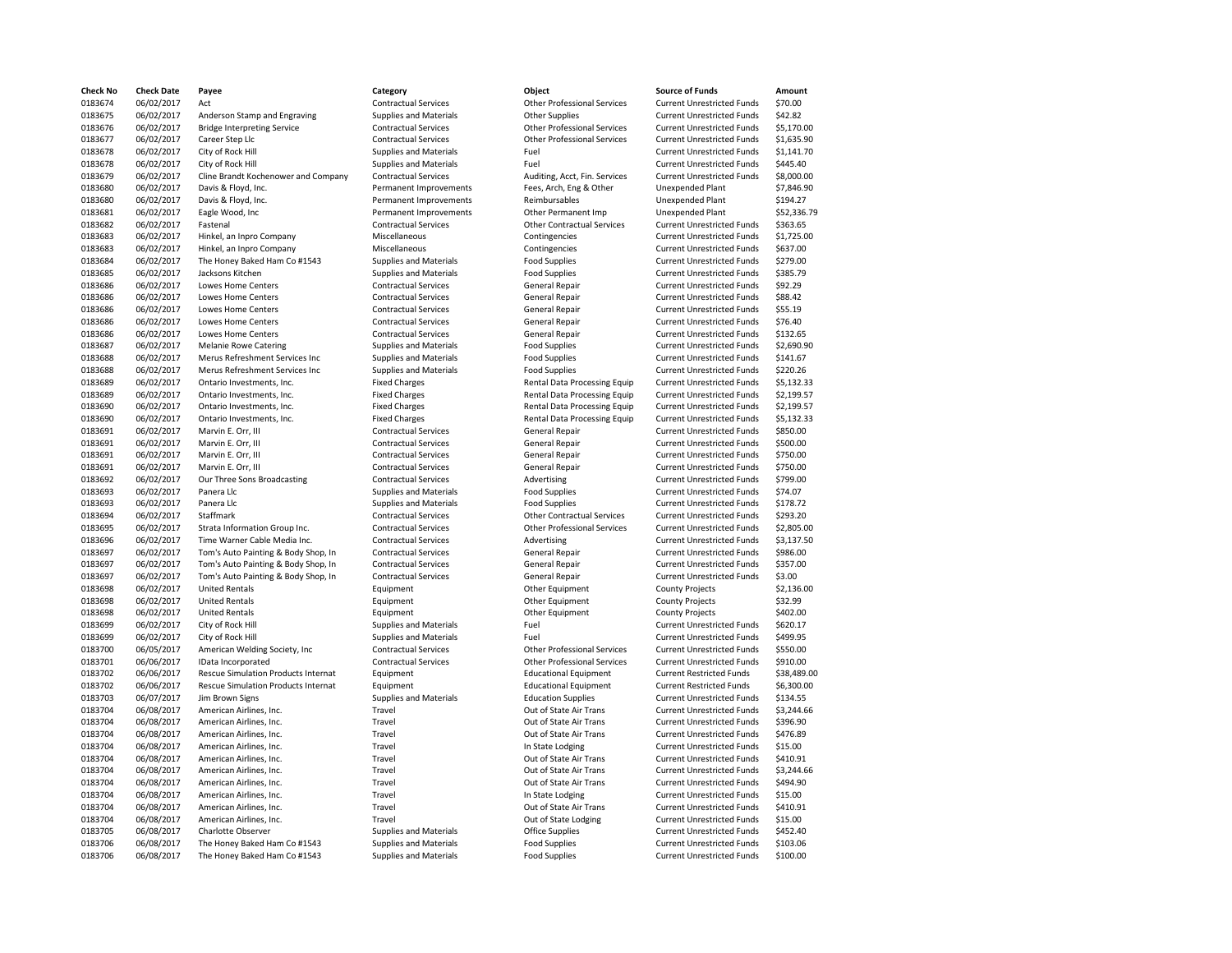| Check No | Check Date | Payee | Category | Object | Source of Funds | Amount |
|---|---|---|---|---|---|---|
| 0183674 | 06/02/2017 | Act | Contractual Services | Other Professional Services | Current Unrestricted Funds | $70.00 |
| 0183675 | 06/02/2017 | Anderson Stamp and Engraving | Supplies and Materials | Other Supplies | Current Unrestricted Funds | $42.82 |
| 0183676 | 06/02/2017 | Bridge Interpreting Service | Contractual Services | Other Professional Services | Current Unrestricted Funds | $5,170.00 |
| 0183677 | 06/02/2017 | Career Step Llc | Contractual Services | Other Professional Services | Current Unrestricted Funds | $1,635.90 |
| 0183678 | 06/02/2017 | City of Rock Hill | Supplies and Materials | Fuel | Current Unrestricted Funds | $1,141.70 |
| 0183678 | 06/02/2017 | City of Rock Hill | Supplies and Materials | Fuel | Current Unrestricted Funds | $445.40 |
| 0183679 | 06/02/2017 | Cline Brandt Kochenower and Company | Contractual Services | Auditing, Acct, Fin. Services | Current Unrestricted Funds | $8,000.00 |
| 0183680 | 06/02/2017 | Davis & Floyd, Inc. | Permanent Improvements | Fees, Arch, Eng & Other | Unexpended Plant | $7,846.90 |
| 0183680 | 06/02/2017 | Davis & Floyd, Inc. | Permanent Improvements | Reimbursables | Unexpended Plant | $194.27 |
| 0183681 | 06/02/2017 | Eagle Wood, Inc | Permanent Improvements | Other Permanent Imp | Unexpended Plant | $52,336.79 |
| 0183682 | 06/02/2017 | Fastenal | Contractual Services | Other Contractual Services | Current Unrestricted Funds | $363.65 |
| 0183683 | 06/02/2017 | Hinkel, an Inpro Company | Miscellaneous | Contingencies | Current Unrestricted Funds | $1,725.00 |
| 0183683 | 06/02/2017 | Hinkel, an Inpro Company | Miscellaneous | Contingencies | Current Unrestricted Funds | $637.00 |
| 0183684 | 06/02/2017 | The Honey Baked Ham Co #1543 | Supplies and Materials | Food Supplies | Current Unrestricted Funds | $279.00 |
| 0183685 | 06/02/2017 | Jacksons Kitchen | Supplies and Materials | Food Supplies | Current Unrestricted Funds | $385.79 |
| 0183686 | 06/02/2017 | Lowes Home Centers | Contractual Services | General Repair | Current Unrestricted Funds | $92.29 |
| 0183686 | 06/02/2017 | Lowes Home Centers | Contractual Services | General Repair | Current Unrestricted Funds | $88.42 |
| 0183686 | 06/02/2017 | Lowes Home Centers | Contractual Services | General Repair | Current Unrestricted Funds | $55.19 |
| 0183686 | 06/02/2017 | Lowes Home Centers | Contractual Services | General Repair | Current Unrestricted Funds | $76.40 |
| 0183686 | 06/02/2017 | Lowes Home Centers | Contractual Services | General Repair | Current Unrestricted Funds | $132.65 |
| 0183687 | 06/02/2017 | Melanie Rowe Catering | Supplies and Materials | Food Supplies | Current Unrestricted Funds | $2,690.90 |
| 0183688 | 06/02/2017 | Merus Refreshment Services Inc | Supplies and Materials | Food Supplies | Current Unrestricted Funds | $141.67 |
| 0183688 | 06/02/2017 | Merus Refreshment Services Inc | Supplies and Materials | Food Supplies | Current Unrestricted Funds | $220.26 |
| 0183689 | 06/02/2017 | Ontario Investments, Inc. | Fixed Charges | Rental Data Processing Equip | Current Unrestricted Funds | $5,132.33 |
| 0183689 | 06/02/2017 | Ontario Investments, Inc. | Fixed Charges | Rental Data Processing Equip | Current Unrestricted Funds | $2,199.57 |
| 0183690 | 06/02/2017 | Ontario Investments, Inc. | Fixed Charges | Rental Data Processing Equip | Current Unrestricted Funds | $2,199.57 |
| 0183690 | 06/02/2017 | Ontario Investments, Inc. | Fixed Charges | Rental Data Processing Equip | Current Unrestricted Funds | $5,132.33 |
| 0183691 | 06/02/2017 | Marvin E. Orr, III | Contractual Services | General Repair | Current Unrestricted Funds | $850.00 |
| 0183691 | 06/02/2017 | Marvin E. Orr, III | Contractual Services | General Repair | Current Unrestricted Funds | $500.00 |
| 0183691 | 06/02/2017 | Marvin E. Orr, III | Contractual Services | General Repair | Current Unrestricted Funds | $750.00 |
| 0183691 | 06/02/2017 | Marvin E. Orr, III | Contractual Services | General Repair | Current Unrestricted Funds | $750.00 |
| 0183692 | 06/02/2017 | Our Three Sons Broadcasting | Contractual Services | Advertising | Current Unrestricted Funds | $799.00 |
| 0183693 | 06/02/2017 | Panera Llc | Supplies and Materials | Food Supplies | Current Unrestricted Funds | $74.07 |
| 0183693 | 06/02/2017 | Panera Llc | Supplies and Materials | Food Supplies | Current Unrestricted Funds | $178.72 |
| 0183694 | 06/02/2017 | Staffmark | Contractual Services | Other Contractual Services | Current Unrestricted Funds | $293.20 |
| 0183695 | 06/02/2017 | Strata Information Group Inc. | Contractual Services | Other Professional Services | Current Unrestricted Funds | $2,805.00 |
| 0183696 | 06/02/2017 | Time Warner Cable Media Inc. | Contractual Services | Advertising | Current Unrestricted Funds | $3,137.50 |
| 0183697 | 06/02/2017 | Tom's Auto Painting & Body Shop, In | Contractual Services | General Repair | Current Unrestricted Funds | $986.00 |
| 0183697 | 06/02/2017 | Tom's Auto Painting & Body Shop, In | Contractual Services | General Repair | Current Unrestricted Funds | $357.00 |
| 0183697 | 06/02/2017 | Tom's Auto Painting & Body Shop, In | Contractual Services | General Repair | Current Unrestricted Funds | $3.00 |
| 0183698 | 06/02/2017 | United Rentals | Equipment | Other Equipment | County Projects | $2,136.00 |
| 0183698 | 06/02/2017 | United Rentals | Equipment | Other Equipment | County Projects | $32.99 |
| 0183698 | 06/02/2017 | United Rentals | Equipment | Other Equipment | County Projects | $402.00 |
| 0183699 | 06/02/2017 | City of Rock Hill | Supplies and Materials | Fuel | Current Unrestricted Funds | $620.17 |
| 0183699 | 06/02/2017 | City of Rock Hill | Supplies and Materials | Fuel | Current Unrestricted Funds | $499.95 |
| 0183700 | 06/05/2017 | American Welding Society, Inc | Contractual Services | Other Professional Services | Current Unrestricted Funds | $550.00 |
| 0183701 | 06/06/2017 | IData Incorporated | Contractual Services | Other Professional Services | Current Unrestricted Funds | $910.00 |
| 0183702 | 06/06/2017 | Rescue Simulation Products Internat | Equipment | Educational Equipment | Current Restricted Funds | $38,489.00 |
| 0183702 | 06/06/2017 | Rescue Simulation Products Internat | Equipment | Educational Equipment | Current Restricted Funds | $6,300.00 |
| 0183703 | 06/07/2017 | Jim Brown Signs | Supplies and Materials | Education Supplies | Current Unrestricted Funds | $134.55 |
| 0183704 | 06/08/2017 | American Airlines, Inc. | Travel | Out of State Air Trans | Current Unrestricted Funds | $3,244.66 |
| 0183704 | 06/08/2017 | American Airlines, Inc. | Travel | Out of State Air Trans | Current Unrestricted Funds | $396.90 |
| 0183704 | 06/08/2017 | American Airlines, Inc. | Travel | Out of State Air Trans | Current Unrestricted Funds | $476.89 |
| 0183704 | 06/08/2017 | American Airlines, Inc. | Travel | In State Lodging | Current Unrestricted Funds | $15.00 |
| 0183704 | 06/08/2017 | American Airlines, Inc. | Travel | Out of State Air Trans | Current Unrestricted Funds | $410.91 |
| 0183704 | 06/08/2017 | American Airlines, Inc. | Travel | Out of State Air Trans | Current Unrestricted Funds | $3,244.66 |
| 0183704 | 06/08/2017 | American Airlines, Inc. | Travel | Out of State Air Trans | Current Unrestricted Funds | $494.90 |
| 0183704 | 06/08/2017 | American Airlines, Inc. | Travel | In State Lodging | Current Unrestricted Funds | $15.00 |
| 0183704 | 06/08/2017 | American Airlines, Inc. | Travel | Out of State Air Trans | Current Unrestricted Funds | $410.91 |
| 0183704 | 06/08/2017 | American Airlines, Inc. | Travel | Out of State Lodging | Current Unrestricted Funds | $15.00 |
| 0183705 | 06/08/2017 | Charlotte Observer | Supplies and Materials | Office Supplies | Current Unrestricted Funds | $452.40 |
| 0183706 | 06/08/2017 | The Honey Baked Ham Co #1543 | Supplies and Materials | Food Supplies | Current Unrestricted Funds | $103.06 |
| 0183706 | 06/08/2017 | The Honey Baked Ham Co #1543 | Supplies and Materials | Food Supplies | Current Unrestricted Funds | $100.00 |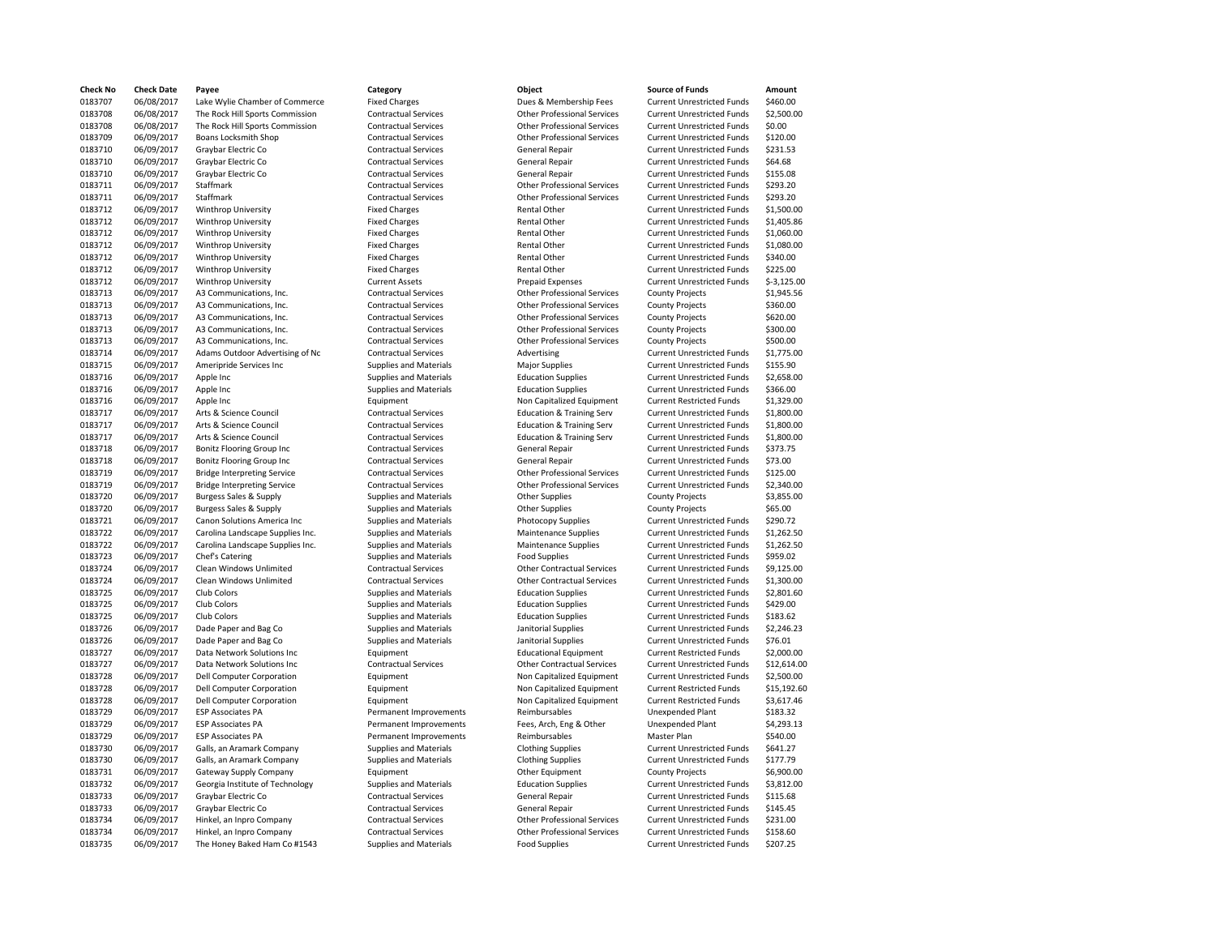| Check No | Check Date | Payee | Category | Object | Source of Funds | Amount |
|---|---|---|---|---|---|---|
| 0183707 | 06/08/2017 | Lake Wylie Chamber of Commerce | Fixed Charges | Dues & Membership Fees | Current Unrestricted Funds | $460.00 |
| 0183708 | 06/08/2017 | The Rock Hill Sports Commission | Contractual Services | Other Professional Services | Current Unrestricted Funds | $2,500.00 |
| 0183708 | 06/08/2017 | The Rock Hill Sports Commission | Contractual Services | Other Professional Services | Current Unrestricted Funds | $0.00 |
| 0183709 | 06/09/2017 | Boans Locksmith Shop | Contractual Services | Other Professional Services | Current Unrestricted Funds | $120.00 |
| 0183710 | 06/09/2017 | Graybar Electric Co | Contractual Services | General Repair | Current Unrestricted Funds | $231.53 |
| 0183710 | 06/09/2017 | Graybar Electric Co | Contractual Services | General Repair | Current Unrestricted Funds | $64.68 |
| 0183710 | 06/09/2017 | Graybar Electric Co | Contractual Services | General Repair | Current Unrestricted Funds | $155.08 |
| 0183711 | 06/09/2017 | Staffmark | Contractual Services | Other Professional Services | Current Unrestricted Funds | $293.20 |
| 0183711 | 06/09/2017 | Staffmark | Contractual Services | Other Professional Services | Current Unrestricted Funds | $293.20 |
| 0183712 | 06/09/2017 | Winthrop University | Fixed Charges | Rental Other | Current Unrestricted Funds | $1,500.00 |
| 0183712 | 06/09/2017 | Winthrop University | Fixed Charges | Rental Other | Current Unrestricted Funds | $1,405.86 |
| 0183712 | 06/09/2017 | Winthrop University | Fixed Charges | Rental Other | Current Unrestricted Funds | $1,060.00 |
| 0183712 | 06/09/2017 | Winthrop University | Fixed Charges | Rental Other | Current Unrestricted Funds | $1,080.00 |
| 0183712 | 06/09/2017 | Winthrop University | Fixed Charges | Rental Other | Current Unrestricted Funds | $340.00 |
| 0183712 | 06/09/2017 | Winthrop University | Fixed Charges | Rental Other | Current Unrestricted Funds | $225.00 |
| 0183712 | 06/09/2017 | Winthrop University | Current Assets | Prepaid Expenses | Current Unrestricted Funds | $-3,125.00 |
| 0183713 | 06/09/2017 | A3 Communications, Inc. | Contractual Services | Other Professional Services | County Projects | $1,945.56 |
| 0183713 | 06/09/2017 | A3 Communications, Inc. | Contractual Services | Other Professional Services | County Projects | $360.00 |
| 0183713 | 06/09/2017 | A3 Communications, Inc. | Contractual Services | Other Professional Services | County Projects | $620.00 |
| 0183713 | 06/09/2017 | A3 Communications, Inc. | Contractual Services | Other Professional Services | County Projects | $300.00 |
| 0183713 | 06/09/2017 | A3 Communications, Inc. | Contractual Services | Other Professional Services | County Projects | $500.00 |
| 0183714 | 06/09/2017 | Adams Outdoor Advertising of Nc | Contractual Services | Advertising | Current Unrestricted Funds | $1,775.00 |
| 0183715 | 06/09/2017 | Ameripride Services Inc | Supplies and Materials | Major Supplies | Current Unrestricted Funds | $155.90 |
| 0183716 | 06/09/2017 | Apple Inc | Supplies and Materials | Education Supplies | Current Unrestricted Funds | $2,658.00 |
| 0183716 | 06/09/2017 | Apple Inc | Supplies and Materials | Education Supplies | Current Unrestricted Funds | $366.00 |
| 0183716 | 06/09/2017 | Apple Inc | Equipment | Non Capitalized Equipment | Current Restricted Funds | $1,329.00 |
| 0183717 | 06/09/2017 | Arts & Science Council | Contractual Services | Education & Training Serv | Current Unrestricted Funds | $1,800.00 |
| 0183717 | 06/09/2017 | Arts & Science Council | Contractual Services | Education & Training Serv | Current Unrestricted Funds | $1,800.00 |
| 0183717 | 06/09/2017 | Arts & Science Council | Contractual Services | Education & Training Serv | Current Unrestricted Funds | $1,800.00 |
| 0183718 | 06/09/2017 | Bonitz Flooring Group Inc | Contractual Services | General Repair | Current Unrestricted Funds | $373.75 |
| 0183718 | 06/09/2017 | Bonitz Flooring Group Inc | Contractual Services | General Repair | Current Unrestricted Funds | $73.00 |
| 0183719 | 06/09/2017 | Bridge Interpreting Service | Contractual Services | Other Professional Services | Current Unrestricted Funds | $125.00 |
| 0183719 | 06/09/2017 | Bridge Interpreting Service | Contractual Services | Other Professional Services | Current Unrestricted Funds | $2,340.00 |
| 0183720 | 06/09/2017 | Burgess Sales & Supply | Supplies and Materials | Other Supplies | County Projects | $3,855.00 |
| 0183720 | 06/09/2017 | Burgess Sales & Supply | Supplies and Materials | Other Supplies | County Projects | $65.00 |
| 0183721 | 06/09/2017 | Canon Solutions America Inc | Supplies and Materials | Photocopy Supplies | Current Unrestricted Funds | $290.72 |
| 0183722 | 06/09/2017 | Carolina Landscape Supplies Inc. | Supplies and Materials | Maintenance Supplies | Current Unrestricted Funds | $1,262.50 |
| 0183722 | 06/09/2017 | Carolina Landscape Supplies Inc. | Supplies and Materials | Maintenance Supplies | Current Unrestricted Funds | $1,262.50 |
| 0183723 | 06/09/2017 | Chef's Catering | Supplies and Materials | Food Supplies | Current Unrestricted Funds | $959.02 |
| 0183724 | 06/09/2017 | Clean Windows Unlimited | Contractual Services | Other Contractual Services | Current Unrestricted Funds | $9,125.00 |
| 0183724 | 06/09/2017 | Clean Windows Unlimited | Contractual Services | Other Contractual Services | Current Unrestricted Funds | $1,300.00 |
| 0183725 | 06/09/2017 | Club Colors | Supplies and Materials | Education Supplies | Current Unrestricted Funds | $2,801.60 |
| 0183725 | 06/09/2017 | Club Colors | Supplies and Materials | Education Supplies | Current Unrestricted Funds | $429.00 |
| 0183725 | 06/09/2017 | Club Colors | Supplies and Materials | Education Supplies | Current Unrestricted Funds | $183.62 |
| 0183726 | 06/09/2017 | Dade Paper and Bag Co | Supplies and Materials | Janitorial Supplies | Current Unrestricted Funds | $2,246.23 |
| 0183726 | 06/09/2017 | Dade Paper and Bag Co | Supplies and Materials | Janitorial Supplies | Current Unrestricted Funds | $76.01 |
| 0183727 | 06/09/2017 | Data Network Solutions Inc | Equipment | Educational Equipment | Current Restricted Funds | $2,000.00 |
| 0183727 | 06/09/2017 | Data Network Solutions Inc | Contractual Services | Other Contractual Services | Current Unrestricted Funds | $12,614.00 |
| 0183728 | 06/09/2017 | Dell Computer Corporation | Equipment | Non Capitalized Equipment | Current Unrestricted Funds | $2,500.00 |
| 0183728 | 06/09/2017 | Dell Computer Corporation | Equipment | Non Capitalized Equipment | Current Restricted Funds | $15,192.60 |
| 0183728 | 06/09/2017 | Dell Computer Corporation | Equipment | Non Capitalized Equipment | Current Restricted Funds | $3,617.46 |
| 0183729 | 06/09/2017 | ESP Associates PA | Permanent Improvements | Reimbursables | Unexpended Plant | $183.32 |
| 0183729 | 06/09/2017 | ESP Associates PA | Permanent Improvements | Fees, Arch, Eng & Other | Unexpended Plant | $4,293.13 |
| 0183729 | 06/09/2017 | ESP Associates PA | Permanent Improvements | Reimbursables | Master Plan | $540.00 |
| 0183730 | 06/09/2017 | Galls, an Aramark Company | Supplies and Materials | Clothing Supplies | Current Unrestricted Funds | $641.27 |
| 0183730 | 06/09/2017 | Galls, an Aramark Company | Supplies and Materials | Clothing Supplies | Current Unrestricted Funds | $177.79 |
| 0183731 | 06/09/2017 | Gateway Supply Company | Equipment | Other Equipment | County Projects | $6,900.00 |
| 0183732 | 06/09/2017 | Georgia Institute of Technology | Supplies and Materials | Education Supplies | Current Unrestricted Funds | $3,812.00 |
| 0183733 | 06/09/2017 | Graybar Electric Co | Contractual Services | General Repair | Current Unrestricted Funds | $115.68 |
| 0183733 | 06/09/2017 | Graybar Electric Co | Contractual Services | General Repair | Current Unrestricted Funds | $145.45 |
| 0183734 | 06/09/2017 | Hinkel, an Inpro Company | Contractual Services | Other Professional Services | Current Unrestricted Funds | $231.00 |
| 0183734 | 06/09/2017 | Hinkel, an Inpro Company | Contractual Services | Other Professional Services | Current Unrestricted Funds | $158.60 |
| 0183735 | 06/09/2017 | The Honey Baked Ham Co #1543 | Supplies and Materials | Food Supplies | Current Unrestricted Funds | $207.25 |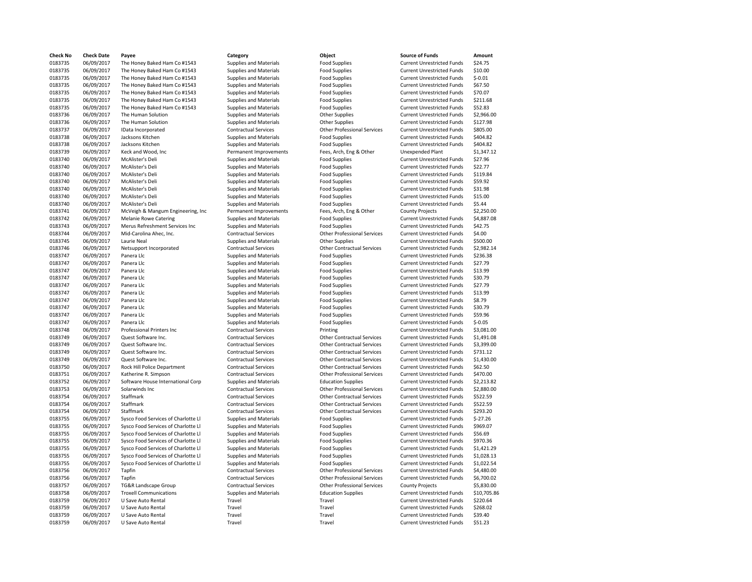| Check No | Check Date | Payee | Category | Object | Source of Funds | Amount |
|---|---|---|---|---|---|---|
| 0183735 | 06/09/2017 | The Honey Baked Ham Co #1543 | Supplies and Materials | Food Supplies | Current Unrestricted Funds | $24.75 |
| 0183735 | 06/09/2017 | The Honey Baked Ham Co #1543 | Supplies and Materials | Food Supplies | Current Unrestricted Funds | $10.00 |
| 0183735 | 06/09/2017 | The Honey Baked Ham Co #1543 | Supplies and Materials | Food Supplies | Current Unrestricted Funds | $-0.01 |
| 0183735 | 06/09/2017 | The Honey Baked Ham Co #1543 | Supplies and Materials | Food Supplies | Current Unrestricted Funds | $67.50 |
| 0183735 | 06/09/2017 | The Honey Baked Ham Co #1543 | Supplies and Materials | Food Supplies | Current Unrestricted Funds | $70.07 |
| 0183735 | 06/09/2017 | The Honey Baked Ham Co #1543 | Supplies and Materials | Food Supplies | Current Unrestricted Funds | $211.68 |
| 0183735 | 06/09/2017 | The Honey Baked Ham Co #1543 | Supplies and Materials | Food Supplies | Current Unrestricted Funds | $52.83 |
| 0183736 | 06/09/2017 | The Human Solution | Supplies and Materials | Other Supplies | Current Unrestricted Funds | $2,966.00 |
| 0183736 | 06/09/2017 | The Human Solution | Supplies and Materials | Other Supplies | Current Unrestricted Funds | $127.98 |
| 0183737 | 06/09/2017 | IData Incorporated | Contractual Services | Other Professional Services | Current Unrestricted Funds | $805.00 |
| 0183738 | 06/09/2017 | Jacksons Kitchen | Supplies and Materials | Food Supplies | Current Unrestricted Funds | $404.82 |
| 0183738 | 06/09/2017 | Jacksons Kitchen | Supplies and Materials | Food Supplies | Current Unrestricted Funds | $404.82 |
| 0183739 | 06/09/2017 | Keck and Wood, Inc | Permanent Improvements | Fees, Arch, Eng & Other | Unexpended Plant | $1,347.12 |
| 0183740 | 06/09/2017 | McAlister's Deli | Supplies and Materials | Food Supplies | Current Unrestricted Funds | $27.96 |
| 0183740 | 06/09/2017 | McAlister's Deli | Supplies and Materials | Food Supplies | Current Unrestricted Funds | $22.77 |
| 0183740 | 06/09/2017 | McAlister's Deli | Supplies and Materials | Food Supplies | Current Unrestricted Funds | $119.84 |
| 0183740 | 06/09/2017 | McAlister's Deli | Supplies and Materials | Food Supplies | Current Unrestricted Funds | $59.92 |
| 0183740 | 06/09/2017 | McAlister's Deli | Supplies and Materials | Food Supplies | Current Unrestricted Funds | $31.98 |
| 0183740 | 06/09/2017 | McAlister's Deli | Supplies and Materials | Food Supplies | Current Unrestricted Funds | $15.00 |
| 0183740 | 06/09/2017 | McAlister's Deli | Supplies and Materials | Food Supplies | Current Unrestricted Funds | $5.44 |
| 0183741 | 06/09/2017 | McVeigh & Mangum Engineering, Inc | Permanent Improvements | Fees, Arch, Eng & Other | County Projects | $2,250.00 |
| 0183742 | 06/09/2017 | Melanie Rowe Catering | Supplies and Materials | Food Supplies | Current Unrestricted Funds | $4,887.08 |
| 0183743 | 06/09/2017 | Merus Refreshment Services Inc | Supplies and Materials | Food Supplies | Current Unrestricted Funds | $42.75 |
| 0183744 | 06/09/2017 | Mid-Carolina Ahec, Inc. | Contractual Services | Other Professional Services | Current Unrestricted Funds | $4.00 |
| 0183745 | 06/09/2017 | Laurie Neal | Supplies and Materials | Other Supplies | Current Unrestricted Funds | $500.00 |
| 0183746 | 06/09/2017 | Netsupport Incorporated | Contractual Services | Other Contractual Services | Current Unrestricted Funds | $2,982.14 |
| 0183747 | 06/09/2017 | Panera Llc | Supplies and Materials | Food Supplies | Current Unrestricted Funds | $236.38 |
| 0183747 | 06/09/2017 | Panera Llc | Supplies and Materials | Food Supplies | Current Unrestricted Funds | $27.79 |
| 0183747 | 06/09/2017 | Panera Llc | Supplies and Materials | Food Supplies | Current Unrestricted Funds | $13.99 |
| 0183747 | 06/09/2017 | Panera Llc | Supplies and Materials | Food Supplies | Current Unrestricted Funds | $30.79 |
| 0183747 | 06/09/2017 | Panera Llc | Supplies and Materials | Food Supplies | Current Unrestricted Funds | $27.79 |
| 0183747 | 06/09/2017 | Panera Llc | Supplies and Materials | Food Supplies | Current Unrestricted Funds | $13.99 |
| 0183747 | 06/09/2017 | Panera Llc | Supplies and Materials | Food Supplies | Current Unrestricted Funds | $8.79 |
| 0183747 | 06/09/2017 | Panera Llc | Supplies and Materials | Food Supplies | Current Unrestricted Funds | $30.79 |
| 0183747 | 06/09/2017 | Panera Llc | Supplies and Materials | Food Supplies | Current Unrestricted Funds | $59.96 |
| 0183747 | 06/09/2017 | Panera Llc | Supplies and Materials | Food Supplies | Current Unrestricted Funds | $-0.05 |
| 0183748 | 06/09/2017 | Professional Printers Inc | Contractual Services | Printing | Current Unrestricted Funds | $3,081.00 |
| 0183749 | 06/09/2017 | Quest Software Inc. | Contractual Services | Other Contractual Services | Current Unrestricted Funds | $1,491.08 |
| 0183749 | 06/09/2017 | Quest Software Inc. | Contractual Services | Other Contractual Services | Current Unrestricted Funds | $3,399.00 |
| 0183749 | 06/09/2017 | Quest Software Inc. | Contractual Services | Other Contractual Services | Current Unrestricted Funds | $731.12 |
| 0183749 | 06/09/2017 | Quest Software Inc. | Contractual Services | Other Contractual Services | Current Unrestricted Funds | $1,430.00 |
| 0183750 | 06/09/2017 | Rock Hill Police Department | Contractual Services | Other Contractual Services | Current Unrestricted Funds | $62.50 |
| 0183751 | 06/09/2017 | Katherine R. Simpson | Contractual Services | Other Professional Services | Current Unrestricted Funds | $470.00 |
| 0183752 | 06/09/2017 | Software House International Corp | Supplies and Materials | Education Supplies | Current Unrestricted Funds | $2,213.82 |
| 0183753 | 06/09/2017 | Solarwinds Inc | Contractual Services | Other Professional Services | Current Unrestricted Funds | $2,880.00 |
| 0183754 | 06/09/2017 | Staffmark | Contractual Services | Other Contractual Services | Current Unrestricted Funds | $522.59 |
| 0183754 | 06/09/2017 | Staffmark | Contractual Services | Other Contractual Services | Current Unrestricted Funds | $522.59 |
| 0183754 | 06/09/2017 | Staffmark | Contractual Services | Other Contractual Services | Current Unrestricted Funds | $293.20 |
| 0183755 | 06/09/2017 | Sysco Food Services of Charlotte Ll | Supplies and Materials | Food Supplies | Current Unrestricted Funds | $-27.26 |
| 0183755 | 06/09/2017 | Sysco Food Services of Charlotte Ll | Supplies and Materials | Food Supplies | Current Unrestricted Funds | $969.07 |
| 0183755 | 06/09/2017 | Sysco Food Services of Charlotte Ll | Supplies and Materials | Food Supplies | Current Unrestricted Funds | $56.69 |
| 0183755 | 06/09/2017 | Sysco Food Services of Charlotte Ll | Supplies and Materials | Food Supplies | Current Unrestricted Funds | $970.36 |
| 0183755 | 06/09/2017 | Sysco Food Services of Charlotte Ll | Supplies and Materials | Food Supplies | Current Unrestricted Funds | $1,421.29 |
| 0183755 | 06/09/2017 | Sysco Food Services of Charlotte Ll | Supplies and Materials | Food Supplies | Current Unrestricted Funds | $1,028.13 |
| 0183755 | 06/09/2017 | Sysco Food Services of Charlotte Ll | Supplies and Materials | Food Supplies | Current Unrestricted Funds | $1,022.54 |
| 0183756 | 06/09/2017 | Tapfin | Contractual Services | Other Professional Services | Current Unrestricted Funds | $4,480.00 |
| 0183756 | 06/09/2017 | Tapfin | Contractual Services | Other Professional Services | Current Unrestricted Funds | $6,700.02 |
| 0183757 | 06/09/2017 | TG&R Landscape Group | Contractual Services | Other Professional Services | County Projects | $5,830.00 |
| 0183758 | 06/09/2017 | Troxell Communications | Supplies and Materials | Education Supplies | Current Unrestricted Funds | $10,705.86 |
| 0183759 | 06/09/2017 | U Save Auto Rental | Travel | Travel | Current Unrestricted Funds | $220.64 |
| 0183759 | 06/09/2017 | U Save Auto Rental | Travel | Travel | Current Unrestricted Funds | $268.02 |
| 0183759 | 06/09/2017 | U Save Auto Rental | Travel | Travel | Current Unrestricted Funds | $39.40 |
| 0183759 | 06/09/2017 | U Save Auto Rental | Travel | Travel | Current Unrestricted Funds | $51.23 |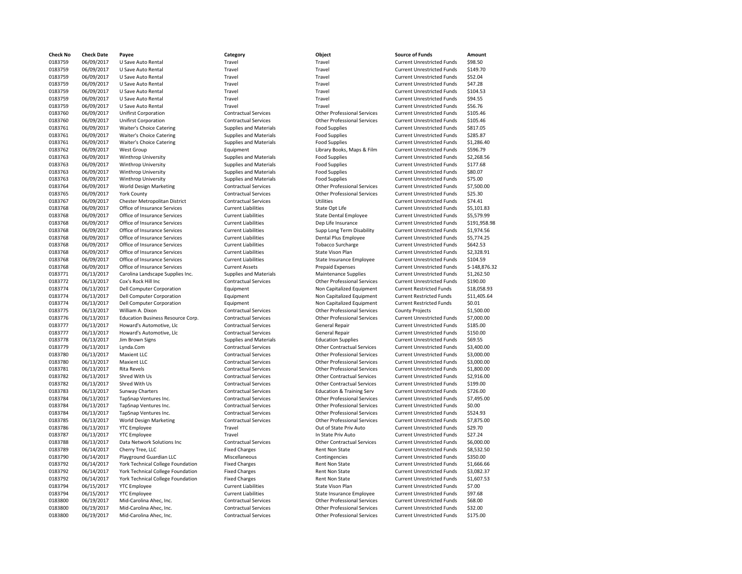| Check No | Check Date | Payee | Category | Object | Source of Funds | Amount |
|---|---|---|---|---|---|---|
| 0183759 | 06/09/2017 | U Save Auto Rental | Travel | Travel | Current Unrestricted Funds | $98.50 |
| 0183759 | 06/09/2017 | U Save Auto Rental | Travel | Travel | Current Unrestricted Funds | $149.70 |
| 0183759 | 06/09/2017 | U Save Auto Rental | Travel | Travel | Current Unrestricted Funds | $52.04 |
| 0183759 | 06/09/2017 | U Save Auto Rental | Travel | Travel | Current Unrestricted Funds | $47.28 |
| 0183759 | 06/09/2017 | U Save Auto Rental | Travel | Travel | Current Unrestricted Funds | $104.53 |
| 0183759 | 06/09/2017 | U Save Auto Rental | Travel | Travel | Current Unrestricted Funds | $94.55 |
| 0183759 | 06/09/2017 | U Save Auto Rental | Travel | Travel | Current Unrestricted Funds | $56.76 |
| 0183760 | 06/09/2017 | Unifirst Corporation | Contractual Services | Other Professional Services | Current Unrestricted Funds | $105.46 |
| 0183760 | 06/09/2017 | Unifirst Corporation | Contractual Services | Other Professional Services | Current Unrestricted Funds | $105.46 |
| 0183761 | 06/09/2017 | Waiter's Choice Catering | Supplies and Materials | Food Supplies | Current Unrestricted Funds | $817.05 |
| 0183761 | 06/09/2017 | Waiter's Choice Catering | Supplies and Materials | Food Supplies | Current Unrestricted Funds | $285.87 |
| 0183761 | 06/09/2017 | Waiter's Choice Catering | Supplies and Materials | Food Supplies | Current Unrestricted Funds | $1,286.40 |
| 0183762 | 06/09/2017 | West Group | Equipment | Library Books, Maps & Film | Current Unrestricted Funds | $596.79 |
| 0183763 | 06/09/2017 | Winthrop University | Supplies and Materials | Food Supplies | Current Unrestricted Funds | $2,268.56 |
| 0183763 | 06/09/2017 | Winthrop University | Supplies and Materials | Food Supplies | Current Unrestricted Funds | $177.68 |
| 0183763 | 06/09/2017 | Winthrop University | Supplies and Materials | Food Supplies | Current Unrestricted Funds | $80.07 |
| 0183763 | 06/09/2017 | Winthrop University | Supplies and Materials | Food Supplies | Current Unrestricted Funds | $75.00 |
| 0183764 | 06/09/2017 | World Design Marketing | Contractual Services | Other Professional Services | Current Unrestricted Funds | $7,500.00 |
| 0183765 | 06/09/2017 | York County | Contractual Services | Other Professional Services | Current Unrestricted Funds | $25.30 |
| 0183767 | 06/09/2017 | Chester Metropolitan District | Contractual Services | Utilities | Current Unrestricted Funds | $74.41 |
| 0183768 | 06/09/2017 | Office of Insurance Services | Current Liabilities | State Opt Life | Current Unrestricted Funds | $5,101.83 |
| 0183768 | 06/09/2017 | Office of Insurance Services | Current Liabilities | State Dental Employee | Current Unrestricted Funds | $5,579.99 |
| 0183768 | 06/09/2017 | Office of Insurance Services | Current Liabilities | Dep Life Insurance | Current Unrestricted Funds | $191,958.98 |
| 0183768 | 06/09/2017 | Office of Insurance Services | Current Liabilities | Supp Long Term Disability | Current Unrestricted Funds | $1,974.56 |
| 0183768 | 06/09/2017 | Office of Insurance Services | Current Liabilities | Dental Plus Employee | Current Unrestricted Funds | $5,774.25 |
| 0183768 | 06/09/2017 | Office of Insurance Services | Current Liabilities | Tobacco Surcharge | Current Unrestricted Funds | $642.53 |
| 0183768 | 06/09/2017 | Office of Insurance Services | Current Liabilities | State Vison Plan | Current Unrestricted Funds | $2,328.91 |
| 0183768 | 06/09/2017 | Office of Insurance Services | Current Liabilities | State Insurance Employee | Current Unrestricted Funds | $104.59 |
| 0183768 | 06/09/2017 | Office of Insurance Services | Current Assets | Prepaid Expenses | Current Unrestricted Funds | $-148,876.32 |
| 0183771 | 06/13/2017 | Carolina Landscape Supplies Inc. | Supplies and Materials | Maintenance Supplies | Current Unrestricted Funds | $1,262.50 |
| 0183772 | 06/13/2017 | Cox's Rock Hill Inc | Contractual Services | Other Professional Services | Current Unrestricted Funds | $190.00 |
| 0183774 | 06/13/2017 | Dell Computer Corporation | Equipment | Non Capitalized Equipment | Current Restricted Funds | $18,058.93 |
| 0183774 | 06/13/2017 | Dell Computer Corporation | Equipment | Non Capitalized Equipment | Current Restricted Funds | $11,405.64 |
| 0183774 | 06/13/2017 | Dell Computer Corporation | Equipment | Non Capitalized Equipment | Current Restricted Funds | $0.01 |
| 0183775 | 06/13/2017 | William A. Dixon | Contractual Services | Other Professional Services | County Projects | $1,500.00 |
| 0183776 | 06/13/2017 | Education Business Resource Corp. | Contractual Services | Other Professional Services | Current Unrestricted Funds | $7,000.00 |
| 0183777 | 06/13/2017 | Howard's Automotive, Llc | Contractual Services | General Repair | Current Unrestricted Funds | $185.00 |
| 0183777 | 06/13/2017 | Howard's Automotive, Llc | Contractual Services | General Repair | Current Unrestricted Funds | $150.00 |
| 0183778 | 06/13/2017 | Jim Brown Signs | Supplies and Materials | Education Supplies | Current Unrestricted Funds | $69.55 |
| 0183779 | 06/13/2017 | Lynda.Com | Contractual Services | Other Contractual Services | Current Unrestricted Funds | $3,400.00 |
| 0183780 | 06/13/2017 | Maxient LLC | Contractual Services | Other Professional Services | Current Unrestricted Funds | $3,000.00 |
| 0183780 | 06/13/2017 | Maxient LLC | Contractual Services | Other Professional Services | Current Unrestricted Funds | $3,000.00 |
| 0183781 | 06/13/2017 | Rita Revels | Contractual Services | Other Professional Services | Current Unrestricted Funds | $1,800.00 |
| 0183782 | 06/13/2017 | Shred With Us | Contractual Services | Other Contractual Services | Current Unrestricted Funds | $2,916.00 |
| 0183782 | 06/13/2017 | Shred With Us | Contractual Services | Other Contractual Services | Current Unrestricted Funds | $199.00 |
| 0183783 | 06/13/2017 | Sunway Charters | Contractual Services | Education & Training Serv | Current Unrestricted Funds | $726.00 |
| 0183784 | 06/13/2017 | TapSnap Ventures Inc. | Contractual Services | Other Professional Services | Current Unrestricted Funds | $7,495.00 |
| 0183784 | 06/13/2017 | TapSnap Ventures Inc. | Contractual Services | Other Professional Services | Current Unrestricted Funds | $0.00 |
| 0183784 | 06/13/2017 | TapSnap Ventures Inc. | Contractual Services | Other Professional Services | Current Unrestricted Funds | $524.93 |
| 0183785 | 06/13/2017 | World Design Marketing | Contractual Services | Other Professional Services | Current Unrestricted Funds | $7,875.00 |
| 0183786 | 06/13/2017 | YTC Employee | Travel | Out of State Priv Auto | Current Unrestricted Funds | $29.70 |
| 0183787 | 06/13/2017 | YTC Employee | Travel | In State Priv Auto | Current Unrestricted Funds | $27.24 |
| 0183788 | 06/13/2017 | Data Network Solutions Inc | Contractual Services | Other Contractual Services | Current Unrestricted Funds | $6,000.00 |
| 0183789 | 06/14/2017 | Cherry Tree, LLC | Fixed Charges | Rent Non State | Current Unrestricted Funds | $8,532.50 |
| 0183790 | 06/14/2017 | Playground Guardian LLC | Miscellaneous | Contingencies | Current Unrestricted Funds | $350.00 |
| 0183792 | 06/14/2017 | York Technical College Foundation | Fixed Charges | Rent Non State | Current Unrestricted Funds | $1,666.66 |
| 0183792 | 06/14/2017 | York Technical College Foundation | Fixed Charges | Rent Non State | Current Unrestricted Funds | $3,082.37 |
| 0183792 | 06/14/2017 | York Technical College Foundation | Fixed Charges | Rent Non State | Current Unrestricted Funds | $1,607.53 |
| 0183794 | 06/15/2017 | YTC Employee | Current Liabilities | State Vison Plan | Current Unrestricted Funds | $7.00 |
| 0183794 | 06/15/2017 | YTC Employee | Current Liabilities | State Insurance Employee | Current Unrestricted Funds | $97.68 |
| 0183800 | 06/19/2017 | Mid-Carolina Ahec, Inc. | Contractual Services | Other Professional Services | Current Unrestricted Funds | $68.00 |
| 0183800 | 06/19/2017 | Mid-Carolina Ahec, Inc. | Contractual Services | Other Professional Services | Current Unrestricted Funds | $32.00 |
| 0183800 | 06/19/2017 | Mid-Carolina Ahec, Inc. | Contractual Services | Other Professional Services | Current Unrestricted Funds | $175.00 |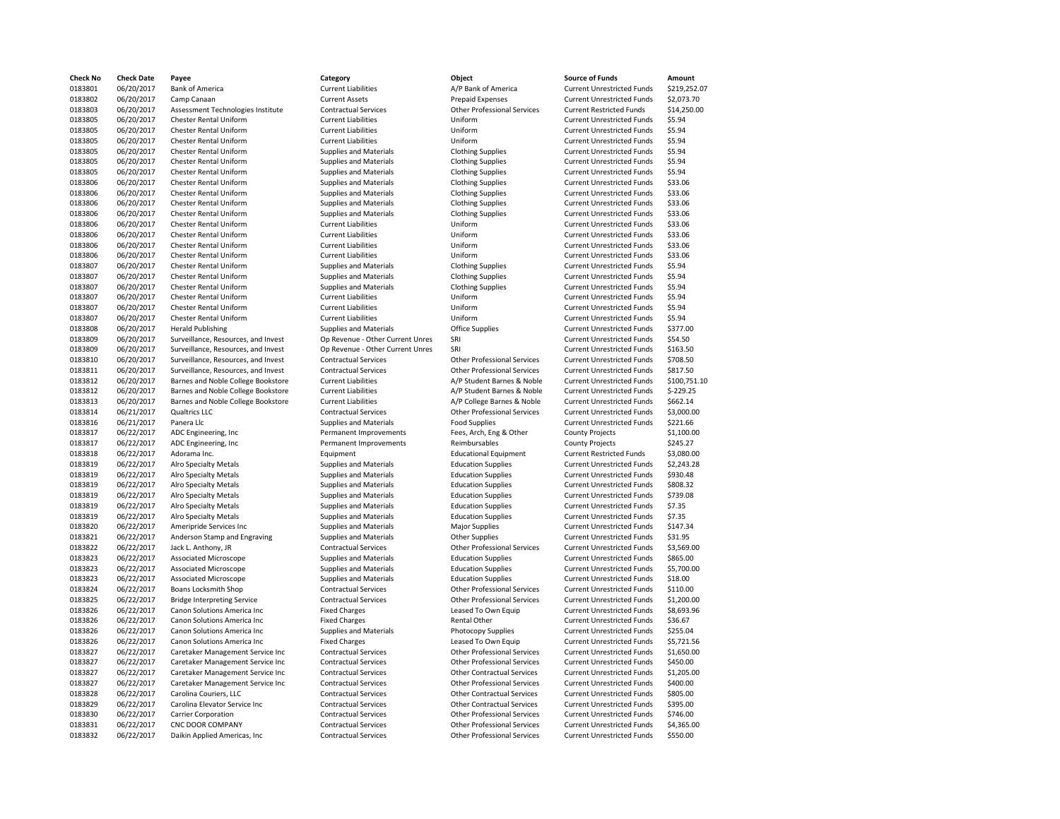| Check No | Check Date | Payee | Category | Object | Source of Funds | Amount |
|---|---|---|---|---|---|---|
| 0183801 | 06/20/2017 | Bank of America | Current Liabilities | A/P Bank of America | Current Unrestricted Funds | $219,252.07 |
| 0183802 | 06/20/2017 | Camp Canaan | Current Assets | Prepaid Expenses | Current Unrestricted Funds | $2,073.70 |
| 0183803 | 06/20/2017 | Assessment Technologies Institute | Contractual Services | Other Professional Services | Current Restricted Funds | $14,250.00 |
| 0183805 | 06/20/2017 | Chester Rental Uniform | Current Liabilities | Uniform | Current Unrestricted Funds | $5.94 |
| 0183805 | 06/20/2017 | Chester Rental Uniform | Current Liabilities | Uniform | Current Unrestricted Funds | $5.94 |
| 0183805 | 06/20/2017 | Chester Rental Uniform | Current Liabilities | Uniform | Current Unrestricted Funds | $5.94 |
| 0183805 | 06/20/2017 | Chester Rental Uniform | Supplies and Materials | Clothing Supplies | Current Unrestricted Funds | $5.94 |
| 0183805 | 06/20/2017 | Chester Rental Uniform | Supplies and Materials | Clothing Supplies | Current Unrestricted Funds | $5.94 |
| 0183805 | 06/20/2017 | Chester Rental Uniform | Supplies and Materials | Clothing Supplies | Current Unrestricted Funds | $5.94 |
| 0183806 | 06/20/2017 | Chester Rental Uniform | Supplies and Materials | Clothing Supplies | Current Unrestricted Funds | $33.06 |
| 0183806 | 06/20/2017 | Chester Rental Uniform | Supplies and Materials | Clothing Supplies | Current Unrestricted Funds | $33.06 |
| 0183806 | 06/20/2017 | Chester Rental Uniform | Supplies and Materials | Clothing Supplies | Current Unrestricted Funds | $33.06 |
| 0183806 | 06/20/2017 | Chester Rental Uniform | Supplies and Materials | Clothing Supplies | Current Unrestricted Funds | $33.06 |
| 0183806 | 06/20/2017 | Chester Rental Uniform | Current Liabilities | Uniform | Current Unrestricted Funds | $33.06 |
| 0183806 | 06/20/2017 | Chester Rental Uniform | Current Liabilities | Uniform | Current Unrestricted Funds | $33.06 |
| 0183806 | 06/20/2017 | Chester Rental Uniform | Current Liabilities | Uniform | Current Unrestricted Funds | $33.06 |
| 0183806 | 06/20/2017 | Chester Rental Uniform | Current Liabilities | Uniform | Current Unrestricted Funds | $33.06 |
| 0183807 | 06/20/2017 | Chester Rental Uniform | Supplies and Materials | Clothing Supplies | Current Unrestricted Funds | $5.94 |
| 0183807 | 06/20/2017 | Chester Rental Uniform | Supplies and Materials | Clothing Supplies | Current Unrestricted Funds | $5.94 |
| 0183807 | 06/20/2017 | Chester Rental Uniform | Supplies and Materials | Clothing Supplies | Current Unrestricted Funds | $5.94 |
| 0183807 | 06/20/2017 | Chester Rental Uniform | Current Liabilities | Uniform | Current Unrestricted Funds | $5.94 |
| 0183807 | 06/20/2017 | Chester Rental Uniform | Current Liabilities | Uniform | Current Unrestricted Funds | $5.94 |
| 0183807 | 06/20/2017 | Chester Rental Uniform | Current Liabilities | Uniform | Current Unrestricted Funds | $5.94 |
| 0183808 | 06/20/2017 | Herald Publishing | Supplies and Materials | Office Supplies | Current Unrestricted Funds | $377.00 |
| 0183809 | 06/20/2017 | Surveillance, Resources, and Invest | Op Revenue - Other Current Unres | SRI | Current Unrestricted Funds | $54.50 |
| 0183809 | 06/20/2017 | Surveillance, Resources, and Invest | Op Revenue - Other Current Unres | SRI | Current Unrestricted Funds | $163.50 |
| 0183810 | 06/20/2017 | Surveillance, Resources, and Invest | Contractual Services | Other Professional Services | Current Unrestricted Funds | $708.50 |
| 0183811 | 06/20/2017 | Surveillance, Resources, and Invest | Contractual Services | Other Professional Services | Current Unrestricted Funds | $817.50 |
| 0183812 | 06/20/2017 | Barnes and Noble College Bookstore | Current Liabilities | A/P Student Barnes & Noble | Current Unrestricted Funds | $100,751.10 |
| 0183812 | 06/20/2017 | Barnes and Noble College Bookstore | Current Liabilities | A/P Student Barnes & Noble | Current Unrestricted Funds | $-229.25 |
| 0183813 | 06/20/2017 | Barnes and Noble College Bookstore | Current Liabilities | A/P College Barnes & Noble | Current Unrestricted Funds | $662.14 |
| 0183814 | 06/21/2017 | Qualtrics LLC | Contractual Services | Other Professional Services | Current Unrestricted Funds | $3,000.00 |
| 0183816 | 06/21/2017 | Panera Llc | Supplies and Materials | Food Supplies | Current Unrestricted Funds | $221.66 |
| 0183817 | 06/22/2017 | ADC Engineering, Inc | Permanent Improvements | Fees, Arch, Eng & Other | County Projects | $1,100.00 |
| 0183817 | 06/22/2017 | ADC Engineering, Inc | Permanent Improvements | Reimbursables | County Projects | $245.27 |
| 0183818 | 06/22/2017 | Adorama Inc. | Equipment | Educational Equipment | Current Restricted Funds | $3,080.00 |
| 0183819 | 06/22/2017 | Alro Specialty Metals | Supplies and Materials | Education Supplies | Current Unrestricted Funds | $2,243.28 |
| 0183819 | 06/22/2017 | Alro Specialty Metals | Supplies and Materials | Education Supplies | Current Unrestricted Funds | $930.48 |
| 0183819 | 06/22/2017 | Alro Specialty Metals | Supplies and Materials | Education Supplies | Current Unrestricted Funds | $808.32 |
| 0183819 | 06/22/2017 | Alro Specialty Metals | Supplies and Materials | Education Supplies | Current Unrestricted Funds | $739.08 |
| 0183819 | 06/22/2017 | Alro Specialty Metals | Supplies and Materials | Education Supplies | Current Unrestricted Funds | $7.35 |
| 0183819 | 06/22/2017 | Alro Specialty Metals | Supplies and Materials | Education Supplies | Current Unrestricted Funds | $7.35 |
| 0183820 | 06/22/2017 | Ameripride Services Inc | Supplies and Materials | Major Supplies | Current Unrestricted Funds | $147.34 |
| 0183821 | 06/22/2017 | Anderson Stamp and Engraving | Supplies and Materials | Other Supplies | Current Unrestricted Funds | $31.95 |
| 0183822 | 06/22/2017 | Jack L. Anthony, JR | Contractual Services | Other Professional Services | Current Unrestricted Funds | $3,569.00 |
| 0183823 | 06/22/2017 | Associated Microscope | Supplies and Materials | Education Supplies | Current Unrestricted Funds | $865.00 |
| 0183823 | 06/22/2017 | Associated Microscope | Supplies and Materials | Education Supplies | Current Unrestricted Funds | $5,700.00 |
| 0183823 | 06/22/2017 | Associated Microscope | Supplies and Materials | Education Supplies | Current Unrestricted Funds | $18.00 |
| 0183824 | 06/22/2017 | Boans Locksmith Shop | Contractual Services | Other Professional Services | Current Unrestricted Funds | $110.00 |
| 0183825 | 06/22/2017 | Bridge Interpreting Service | Contractual Services | Other Professional Services | Current Unrestricted Funds | $1,200.00 |
| 0183826 | 06/22/2017 | Canon Solutions America Inc | Fixed Charges | Leased To Own Equip | Current Unrestricted Funds | $8,693.96 |
| 0183826 | 06/22/2017 | Canon Solutions America Inc | Fixed Charges | Rental Other | Current Unrestricted Funds | $36.67 |
| 0183826 | 06/22/2017 | Canon Solutions America Inc | Supplies and Materials | Photocopy Supplies | Current Unrestricted Funds | $255.04 |
| 0183826 | 06/22/2017 | Canon Solutions America Inc | Fixed Charges | Leased To Own Equip | Current Unrestricted Funds | $5,721.56 |
| 0183827 | 06/22/2017 | Caretaker Management Service Inc | Contractual Services | Other Professional Services | Current Unrestricted Funds | $1,650.00 |
| 0183827 | 06/22/2017 | Caretaker Management Service Inc | Contractual Services | Other Professional Services | Current Unrestricted Funds | $450.00 |
| 0183827 | 06/22/2017 | Caretaker Management Service Inc | Contractual Services | Other Contractual Services | Current Unrestricted Funds | $1,205.00 |
| 0183827 | 06/22/2017 | Caretaker Management Service Inc | Contractual Services | Other Professional Services | Current Unrestricted Funds | $400.00 |
| 0183828 | 06/22/2017 | Carolina Couriers, LLC | Contractual Services | Other Contractual Services | Current Unrestricted Funds | $805.00 |
| 0183829 | 06/22/2017 | Carolina Elevator Service Inc | Contractual Services | Other Contractual Services | Current Unrestricted Funds | $395.00 |
| 0183830 | 06/22/2017 | Carrier Corporation | Contractual Services | Other Professional Services | Current Unrestricted Funds | $746.00 |
| 0183831 | 06/22/2017 | CNC DOOR COMPANY | Contractual Services | Other Professional Services | Current Unrestricted Funds | $4,365.00 |
| 0183832 | 06/22/2017 | Daikin Applied Americas, Inc | Contractual Services | Other Professional Services | Current Unrestricted Funds | $550.00 |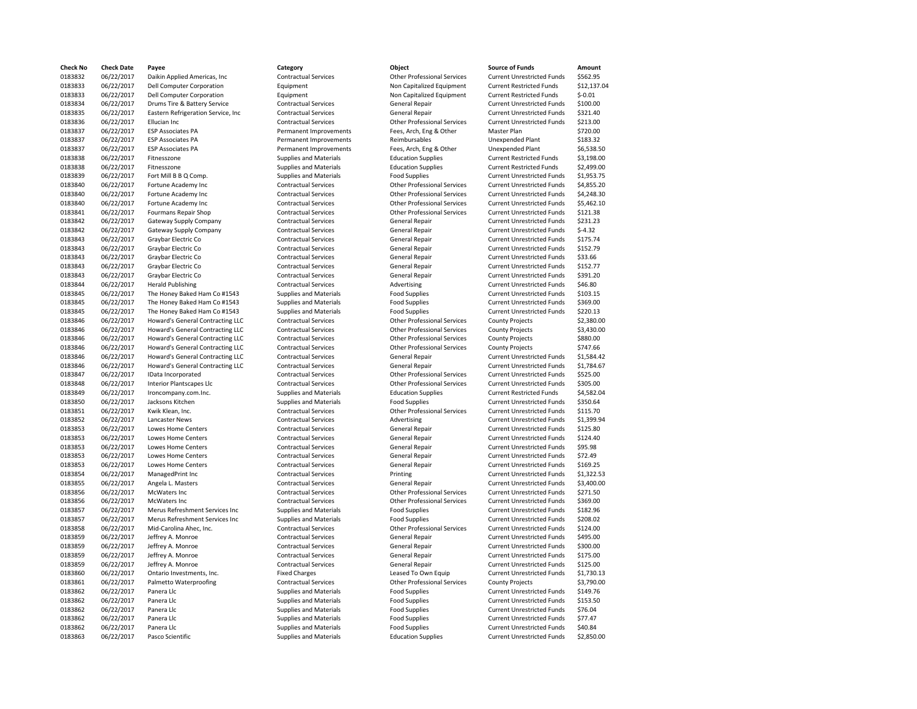| Check No | Check Date | Payee | Category | Object | Source of Funds | Amount |
|---|---|---|---|---|---|---|
| 0183832 | 06/22/2017 | Daikin Applied Americas, Inc | Contractual Services | Other Professional Services | Current Unrestricted Funds | $562.95 |
| 0183833 | 06/22/2017 | Dell Computer Corporation | Equipment | Non Capitalized Equipment | Current Restricted Funds | $12,137.04 |
| 0183833 | 06/22/2017 | Dell Computer Corporation | Equipment | Non Capitalized Equipment | Current Restricted Funds | $-0.01 |
| 0183834 | 06/22/2017 | Drums Tire & Battery Service | Contractual Services | General Repair | Current Unrestricted Funds | $100.00 |
| 0183835 | 06/22/2017 | Eastern Refrigeration Service, Inc | Contractual Services | General Repair | Current Unrestricted Funds | $321.40 |
| 0183836 | 06/22/2017 | Ellucian Inc | Contractual Services | Other Professional Services | Current Unrestricted Funds | $213.00 |
| 0183837 | 06/22/2017 | ESP Associates PA | Permanent Improvements | Fees, Arch, Eng & Other | Master Plan | $720.00 |
| 0183837 | 06/22/2017 | ESP Associates PA | Permanent Improvements | Reimbursables | Unexpended Plant | $183.32 |
| 0183837 | 06/22/2017 | ESP Associates PA | Permanent Improvements | Fees, Arch, Eng & Other | Unexpended Plant | $6,538.50 |
| 0183838 | 06/22/2017 | Fitnesszone | Supplies and Materials | Education Supplies | Current Restricted Funds | $3,198.00 |
| 0183838 | 06/22/2017 | Fitnesszone | Supplies and Materials | Education Supplies | Current Restricted Funds | $2,499.00 |
| 0183839 | 06/22/2017 | Fort Mill B B Q Comp. | Supplies and Materials | Food Supplies | Current Unrestricted Funds | $1,953.75 |
| 0183840 | 06/22/2017 | Fortune Academy Inc | Contractual Services | Other Professional Services | Current Unrestricted Funds | $4,855.20 |
| 0183840 | 06/22/2017 | Fortune Academy Inc | Contractual Services | Other Professional Services | Current Unrestricted Funds | $4,248.30 |
| 0183840 | 06/22/2017 | Fortune Academy Inc | Contractual Services | Other Professional Services | Current Unrestricted Funds | $5,462.10 |
| 0183841 | 06/22/2017 | Fourmans Repair Shop | Contractual Services | Other Professional Services | Current Unrestricted Funds | $121.38 |
| 0183842 | 06/22/2017 | Gateway Supply Company | Contractual Services | General Repair | Current Unrestricted Funds | $231.23 |
| 0183842 | 06/22/2017 | Gateway Supply Company | Contractual Services | General Repair | Current Unrestricted Funds | $-4.32 |
| 0183843 | 06/22/2017 | Graybar Electric Co | Contractual Services | General Repair | Current Unrestricted Funds | $175.74 |
| 0183843 | 06/22/2017 | Graybar Electric Co | Contractual Services | General Repair | Current Unrestricted Funds | $152.79 |
| 0183843 | 06/22/2017 | Graybar Electric Co | Contractual Services | General Repair | Current Unrestricted Funds | $33.66 |
| 0183843 | 06/22/2017 | Graybar Electric Co | Contractual Services | General Repair | Current Unrestricted Funds | $152.77 |
| 0183843 | 06/22/2017 | Graybar Electric Co | Contractual Services | General Repair | Current Unrestricted Funds | $391.20 |
| 0183844 | 06/22/2017 | Herald Publishing | Contractual Services | Advertising | Current Unrestricted Funds | $46.80 |
| 0183845 | 06/22/2017 | The Honey Baked Ham Co #1543 | Supplies and Materials | Food Supplies | Current Unrestricted Funds | $103.15 |
| 0183845 | 06/22/2017 | The Honey Baked Ham Co #1543 | Supplies and Materials | Food Supplies | Current Unrestricted Funds | $369.00 |
| 0183845 | 06/22/2017 | The Honey Baked Ham Co #1543 | Supplies and Materials | Food Supplies | Current Unrestricted Funds | $220.13 |
| 0183846 | 06/22/2017 | Howard's General Contracting LLC | Contractual Services | Other Professional Services | County Projects | $2,380.00 |
| 0183846 | 06/22/2017 | Howard's General Contracting LLC | Contractual Services | Other Professional Services | County Projects | $3,430.00 |
| 0183846 | 06/22/2017 | Howard's General Contracting LLC | Contractual Services | Other Professional Services | County Projects | $880.00 |
| 0183846 | 06/22/2017 | Howard's General Contracting LLC | Contractual Services | Other Professional Services | County Projects | $747.66 |
| 0183846 | 06/22/2017 | Howard's General Contracting LLC | Contractual Services | General Repair | Current Unrestricted Funds | $1,584.42 |
| 0183846 | 06/22/2017 | Howard's General Contracting LLC | Contractual Services | General Repair | Current Unrestricted Funds | $1,784.67 |
| 0183847 | 06/22/2017 | IData Incorporated | Contractual Services | Other Professional Services | Current Unrestricted Funds | $525.00 |
| 0183848 | 06/22/2017 | Interior Plantscapes Llc | Contractual Services | Other Professional Services | Current Unrestricted Funds | $305.00 |
| 0183849 | 06/22/2017 | Ironcompany.com.Inc. | Supplies and Materials | Education Supplies | Current Restricted Funds | $4,582.04 |
| 0183850 | 06/22/2017 | Jacksons Kitchen | Supplies and Materials | Food Supplies | Current Unrestricted Funds | $350.64 |
| 0183851 | 06/22/2017 | Kwik Klean, Inc. | Contractual Services | Other Professional Services | Current Unrestricted Funds | $115.70 |
| 0183852 | 06/22/2017 | Lancaster News | Contractual Services | Advertising | Current Unrestricted Funds | $1,399.94 |
| 0183853 | 06/22/2017 | Lowes Home Centers | Contractual Services | General Repair | Current Unrestricted Funds | $125.80 |
| 0183853 | 06/22/2017 | Lowes Home Centers | Contractual Services | General Repair | Current Unrestricted Funds | $124.40 |
| 0183853 | 06/22/2017 | Lowes Home Centers | Contractual Services | General Repair | Current Unrestricted Funds | $95.98 |
| 0183853 | 06/22/2017 | Lowes Home Centers | Contractual Services | General Repair | Current Unrestricted Funds | $72.49 |
| 0183853 | 06/22/2017 | Lowes Home Centers | Contractual Services | General Repair | Current Unrestricted Funds | $169.25 |
| 0183854 | 06/22/2017 | ManagedPrint Inc | Contractual Services | Printing | Current Unrestricted Funds | $1,322.53 |
| 0183855 | 06/22/2017 | Angela L. Masters | Contractual Services | General Repair | Current Unrestricted Funds | $3,400.00 |
| 0183856 | 06/22/2017 | McWaters Inc | Contractual Services | Other Professional Services | Current Unrestricted Funds | $271.50 |
| 0183856 | 06/22/2017 | McWaters Inc | Contractual Services | Other Professional Services | Current Unrestricted Funds | $369.00 |
| 0183857 | 06/22/2017 | Merus Refreshment Services Inc | Supplies and Materials | Food Supplies | Current Unrestricted Funds | $182.96 |
| 0183857 | 06/22/2017 | Merus Refreshment Services Inc | Supplies and Materials | Food Supplies | Current Unrestricted Funds | $208.02 |
| 0183858 | 06/22/2017 | Mid-Carolina Ahec, Inc. | Contractual Services | Other Professional Services | Current Unrestricted Funds | $124.00 |
| 0183859 | 06/22/2017 | Jeffrey A. Monroe | Contractual Services | General Repair | Current Unrestricted Funds | $495.00 |
| 0183859 | 06/22/2017 | Jeffrey A. Monroe | Contractual Services | General Repair | Current Unrestricted Funds | $300.00 |
| 0183859 | 06/22/2017 | Jeffrey A. Monroe | Contractual Services | General Repair | Current Unrestricted Funds | $175.00 |
| 0183859 | 06/22/2017 | Jeffrey A. Monroe | Contractual Services | General Repair | Current Unrestricted Funds | $125.00 |
| 0183860 | 06/22/2017 | Ontario Investments, Inc. | Fixed Charges | Leased To Own Equip | Current Unrestricted Funds | $1,730.13 |
| 0183861 | 06/22/2017 | Palmetto Waterproofing | Contractual Services | Other Professional Services | County Projects | $3,790.00 |
| 0183862 | 06/22/2017 | Panera Llc | Supplies and Materials | Food Supplies | Current Unrestricted Funds | $149.76 |
| 0183862 | 06/22/2017 | Panera Llc | Supplies and Materials | Food Supplies | Current Unrestricted Funds | $153.50 |
| 0183862 | 06/22/2017 | Panera Llc | Supplies and Materials | Food Supplies | Current Unrestricted Funds | $76.04 |
| 0183862 | 06/22/2017 | Panera Llc | Supplies and Materials | Food Supplies | Current Unrestricted Funds | $77.47 |
| 0183862 | 06/22/2017 | Panera Llc | Supplies and Materials | Food Supplies | Current Unrestricted Funds | $40.84 |
| 0183863 | 06/22/2017 | Pasco Scientific | Supplies and Materials | Education Supplies | Current Unrestricted Funds | $2,850.00 |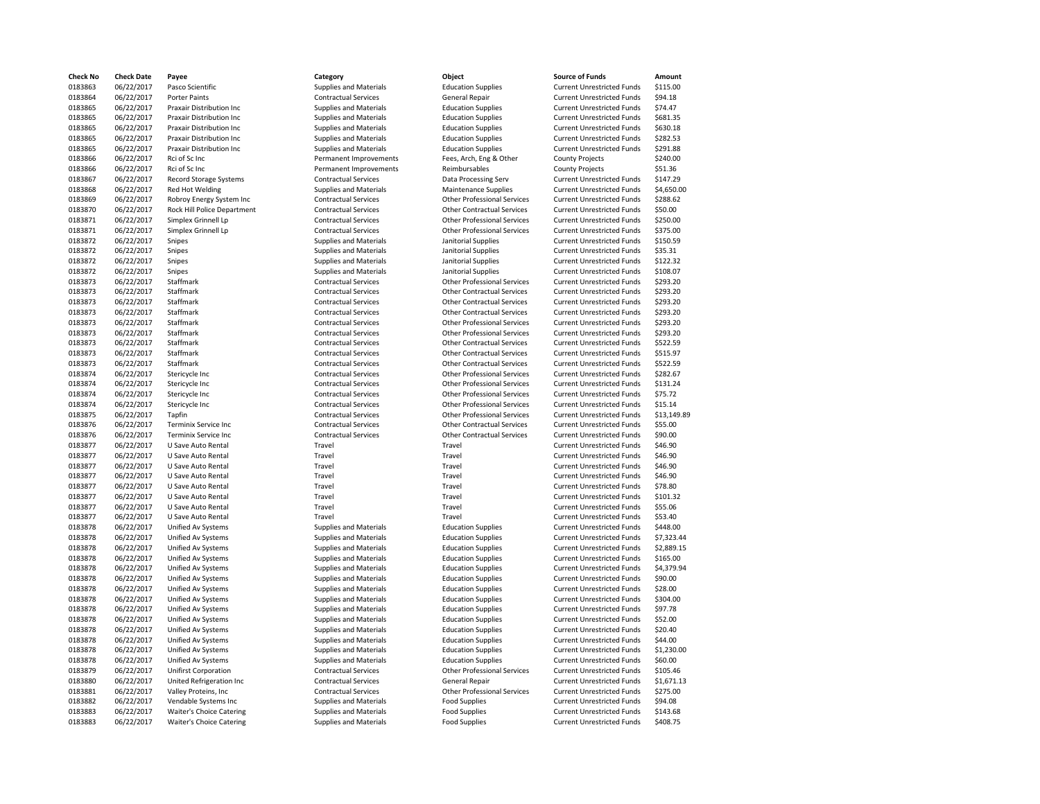| Check No | Check Date | Payee | Category | Object | Source of Funds | Amount |
|---|---|---|---|---|---|---|
| 0183863 | 06/22/2017 | Pasco Scientific | Supplies and Materials | Education Supplies | Current Unrestricted Funds | $115.00 |
| 0183864 | 06/22/2017 | Porter Paints | Contractual Services | General Repair | Current Unrestricted Funds | $94.18 |
| 0183865 | 06/22/2017 | Praxair Distribution Inc | Supplies and Materials | Education Supplies | Current Unrestricted Funds | $74.47 |
| 0183865 | 06/22/2017 | Praxair Distribution Inc | Supplies and Materials | Education Supplies | Current Unrestricted Funds | $681.35 |
| 0183865 | 06/22/2017 | Praxair Distribution Inc | Supplies and Materials | Education Supplies | Current Unrestricted Funds | $630.18 |
| 0183865 | 06/22/2017 | Praxair Distribution Inc | Supplies and Materials | Education Supplies | Current Unrestricted Funds | $282.53 |
| 0183865 | 06/22/2017 | Praxair Distribution Inc | Supplies and Materials | Education Supplies | Current Unrestricted Funds | $291.88 |
| 0183866 | 06/22/2017 | Rci of Sc Inc | Permanent Improvements | Fees, Arch, Eng & Other | County Projects | $240.00 |
| 0183866 | 06/22/2017 | Rci of Sc Inc | Permanent Improvements | Reimbursables | County Projects | $51.36 |
| 0183867 | 06/22/2017 | Record Storage Systems | Contractual Services | Data Processing Serv | Current Unrestricted Funds | $147.29 |
| 0183868 | 06/22/2017 | Red Hot Welding | Supplies and Materials | Maintenance Supplies | Current Unrestricted Funds | $4,650.00 |
| 0183869 | 06/22/2017 | Robroy Energy System Inc | Contractual Services | Other Professional Services | Current Unrestricted Funds | $288.62 |
| 0183870 | 06/22/2017 | Rock Hill Police Department | Contractual Services | Other Contractual Services | Current Unrestricted Funds | $50.00 |
| 0183871 | 06/22/2017 | Simplex Grinnell Lp | Contractual Services | Other Professional Services | Current Unrestricted Funds | $250.00 |
| 0183871 | 06/22/2017 | Simplex Grinnell Lp | Contractual Services | Other Professional Services | Current Unrestricted Funds | $375.00 |
| 0183872 | 06/22/2017 | Snipes | Supplies and Materials | Janitorial Supplies | Current Unrestricted Funds | $150.59 |
| 0183872 | 06/22/2017 | Snipes | Supplies and Materials | Janitorial Supplies | Current Unrestricted Funds | $35.31 |
| 0183872 | 06/22/2017 | Snipes | Supplies and Materials | Janitorial Supplies | Current Unrestricted Funds | $122.32 |
| 0183872 | 06/22/2017 | Snipes | Supplies and Materials | Janitorial Supplies | Current Unrestricted Funds | $108.07 |
| 0183873 | 06/22/2017 | Staffmark | Contractual Services | Other Professional Services | Current Unrestricted Funds | $293.20 |
| 0183873 | 06/22/2017 | Staffmark | Contractual Services | Other Contractual Services | Current Unrestricted Funds | $293.20 |
| 0183873 | 06/22/2017 | Staffmark | Contractual Services | Other Contractual Services | Current Unrestricted Funds | $293.20 |
| 0183873 | 06/22/2017 | Staffmark | Contractual Services | Other Contractual Services | Current Unrestricted Funds | $293.20 |
| 0183873 | 06/22/2017 | Staffmark | Contractual Services | Other Professional Services | Current Unrestricted Funds | $293.20 |
| 0183873 | 06/22/2017 | Staffmark | Contractual Services | Other Professional Services | Current Unrestricted Funds | $293.20 |
| 0183873 | 06/22/2017 | Staffmark | Contractual Services | Other Contractual Services | Current Unrestricted Funds | $522.59 |
| 0183873 | 06/22/2017 | Staffmark | Contractual Services | Other Contractual Services | Current Unrestricted Funds | $515.97 |
| 0183873 | 06/22/2017 | Staffmark | Contractual Services | Other Contractual Services | Current Unrestricted Funds | $522.59 |
| 0183874 | 06/22/2017 | Stericycle Inc | Contractual Services | Other Professional Services | Current Unrestricted Funds | $282.67 |
| 0183874 | 06/22/2017 | Stericycle Inc | Contractual Services | Other Professional Services | Current Unrestricted Funds | $131.24 |
| 0183874 | 06/22/2017 | Stericycle Inc | Contractual Services | Other Professional Services | Current Unrestricted Funds | $75.72 |
| 0183874 | 06/22/2017 | Stericycle Inc | Contractual Services | Other Professional Services | Current Unrestricted Funds | $15.14 |
| 0183875 | 06/22/2017 | Tapfin | Contractual Services | Other Professional Services | Current Unrestricted Funds | $13,149.89 |
| 0183876 | 06/22/2017 | Terminix Service Inc | Contractual Services | Other Contractual Services | Current Unrestricted Funds | $55.00 |
| 0183876 | 06/22/2017 | Terminix Service Inc | Contractual Services | Other Contractual Services | Current Unrestricted Funds | $90.00 |
| 0183877 | 06/22/2017 | U Save Auto Rental | Travel | Travel | Current Unrestricted Funds | $46.90 |
| 0183877 | 06/22/2017 | U Save Auto Rental | Travel | Travel | Current Unrestricted Funds | $46.90 |
| 0183877 | 06/22/2017 | U Save Auto Rental | Travel | Travel | Current Unrestricted Funds | $46.90 |
| 0183877 | 06/22/2017 | U Save Auto Rental | Travel | Travel | Current Unrestricted Funds | $46.90 |
| 0183877 | 06/22/2017 | U Save Auto Rental | Travel | Travel | Current Unrestricted Funds | $78.80 |
| 0183877 | 06/22/2017 | U Save Auto Rental | Travel | Travel | Current Unrestricted Funds | $101.32 |
| 0183877 | 06/22/2017 | U Save Auto Rental | Travel | Travel | Current Unrestricted Funds | $55.06 |
| 0183877 | 06/22/2017 | U Save Auto Rental | Travel | Travel | Current Unrestricted Funds | $53.40 |
| 0183878 | 06/22/2017 | Unified Av Systems | Supplies and Materials | Education Supplies | Current Unrestricted Funds | $448.00 |
| 0183878 | 06/22/2017 | Unified Av Systems | Supplies and Materials | Education Supplies | Current Unrestricted Funds | $7,323.44 |
| 0183878 | 06/22/2017 | Unified Av Systems | Supplies and Materials | Education Supplies | Current Unrestricted Funds | $2,889.15 |
| 0183878 | 06/22/2017 | Unified Av Systems | Supplies and Materials | Education Supplies | Current Unrestricted Funds | $165.00 |
| 0183878 | 06/22/2017 | Unified Av Systems | Supplies and Materials | Education Supplies | Current Unrestricted Funds | $4,379.94 |
| 0183878 | 06/22/2017 | Unified Av Systems | Supplies and Materials | Education Supplies | Current Unrestricted Funds | $90.00 |
| 0183878 | 06/22/2017 | Unified Av Systems | Supplies and Materials | Education Supplies | Current Unrestricted Funds | $28.00 |
| 0183878 | 06/22/2017 | Unified Av Systems | Supplies and Materials | Education Supplies | Current Unrestricted Funds | $304.00 |
| 0183878 | 06/22/2017 | Unified Av Systems | Supplies and Materials | Education Supplies | Current Unrestricted Funds | $97.78 |
| 0183878 | 06/22/2017 | Unified Av Systems | Supplies and Materials | Education Supplies | Current Unrestricted Funds | $52.00 |
| 0183878 | 06/22/2017 | Unified Av Systems | Supplies and Materials | Education Supplies | Current Unrestricted Funds | $20.40 |
| 0183878 | 06/22/2017 | Unified Av Systems | Supplies and Materials | Education Supplies | Current Unrestricted Funds | $44.00 |
| 0183878 | 06/22/2017 | Unified Av Systems | Supplies and Materials | Education Supplies | Current Unrestricted Funds | $1,230.00 |
| 0183878 | 06/22/2017 | Unified Av Systems | Supplies and Materials | Education Supplies | Current Unrestricted Funds | $60.00 |
| 0183879 | 06/22/2017 | Unifirst Corporation | Contractual Services | Other Professional Services | Current Unrestricted Funds | $105.46 |
| 0183880 | 06/22/2017 | United Refrigeration Inc | Contractual Services | General Repair | Current Unrestricted Funds | $1,671.13 |
| 0183881 | 06/22/2017 | Valley Proteins, Inc | Contractual Services | Other Professional Services | Current Unrestricted Funds | $275.00 |
| 0183882 | 06/22/2017 | Vendable Systems Inc | Supplies and Materials | Food Supplies | Current Unrestricted Funds | $94.08 |
| 0183883 | 06/22/2017 | Waiter's Choice Catering | Supplies and Materials | Food Supplies | Current Unrestricted Funds | $143.68 |
| 0183883 | 06/22/2017 | Waiter's Choice Catering | Supplies and Materials | Food Supplies | Current Unrestricted Funds | $408.75 |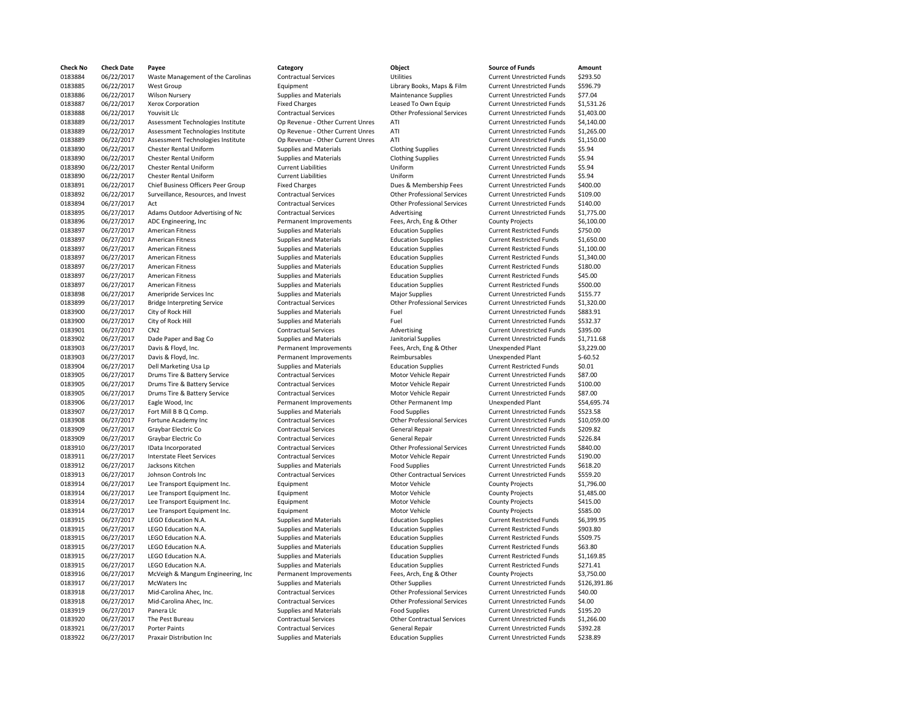| Check No | Check Date | Payee | Category | Object | Source of Funds | Amount |
|---|---|---|---|---|---|---|
| 0183884 | 06/22/2017 | Waste Management of the Carolinas | Contractual Services | Utilities | Current Unrestricted Funds | $293.50 |
| 0183885 | 06/22/2017 | West Group | Equipment | Library Books, Maps & Film | Current Unrestricted Funds | $596.79 |
| 0183886 | 06/22/2017 | Wilson Nursery | Supplies and Materials | Maintenance Supplies | Current Unrestricted Funds | $77.04 |
| 0183887 | 06/22/2017 | Xerox Corporation | Fixed Charges | Leased To Own Equip | Current Unrestricted Funds | $1,531.26 |
| 0183888 | 06/22/2017 | Youvisit Llc | Contractual Services | Other Professional Services | Current Unrestricted Funds | $1,403.00 |
| 0183889 | 06/22/2017 | Assessment Technologies Institute | Op Revenue - Other Current Unres | ATI | Current Unrestricted Funds | $4,140.00 |
| 0183889 | 06/22/2017 | Assessment Technologies Institute | Op Revenue - Other Current Unres | ATI | Current Unrestricted Funds | $1,265.00 |
| 0183889 | 06/22/2017 | Assessment Technologies Institute | Op Revenue - Other Current Unres | ATI | Current Unrestricted Funds | $1,150.00 |
| 0183890 | 06/22/2017 | Chester Rental Uniform | Supplies and Materials | Clothing Supplies | Current Unrestricted Funds | $5.94 |
| 0183890 | 06/22/2017 | Chester Rental Uniform | Supplies and Materials | Clothing Supplies | Current Unrestricted Funds | $5.94 |
| 0183890 | 06/22/2017 | Chester Rental Uniform | Current Liabilities | Uniform | Current Unrestricted Funds | $5.94 |
| 0183890 | 06/22/2017 | Chester Rental Uniform | Current Liabilities | Uniform | Current Unrestricted Funds | $5.94 |
| 0183891 | 06/22/2017 | Chief Business Officers Peer Group | Fixed Charges | Dues & Membership Fees | Current Unrestricted Funds | $400.00 |
| 0183892 | 06/22/2017 | Surveillance, Resources, and Invest | Contractual Services | Other Professional Services | Current Unrestricted Funds | $109.00 |
| 0183894 | 06/27/2017 | Act | Contractual Services | Other Professional Services | Current Unrestricted Funds | $140.00 |
| 0183895 | 06/27/2017 | Adams Outdoor Advertising of Nc | Contractual Services | Advertising | Current Unrestricted Funds | $1,775.00 |
| 0183896 | 06/27/2017 | ADC Engineering, Inc | Permanent Improvements | Fees, Arch, Eng & Other | County Projects | $6,100.00 |
| 0183897 | 06/27/2017 | American Fitness | Supplies and Materials | Education Supplies | Current Restricted Funds | $750.00 |
| 0183897 | 06/27/2017 | American Fitness | Supplies and Materials | Education Supplies | Current Restricted Funds | $1,650.00 |
| 0183897 | 06/27/2017 | American Fitness | Supplies and Materials | Education Supplies | Current Restricted Funds | $1,100.00 |
| 0183897 | 06/27/2017 | American Fitness | Supplies and Materials | Education Supplies | Current Restricted Funds | $1,340.00 |
| 0183897 | 06/27/2017 | American Fitness | Supplies and Materials | Education Supplies | Current Restricted Funds | $180.00 |
| 0183897 | 06/27/2017 | American Fitness | Supplies and Materials | Education Supplies | Current Restricted Funds | $45.00 |
| 0183897 | 06/27/2017 | American Fitness | Supplies and Materials | Education Supplies | Current Restricted Funds | $500.00 |
| 0183898 | 06/27/2017 | Ameripride Services Inc | Supplies and Materials | Major Supplies | Current Unrestricted Funds | $155.77 |
| 0183899 | 06/27/2017 | Bridge Interpreting Service | Contractual Services | Other Professional Services | Current Unrestricted Funds | $1,320.00 |
| 0183900 | 06/27/2017 | City of Rock Hill | Supplies and Materials | Fuel | Current Unrestricted Funds | $883.91 |
| 0183900 | 06/27/2017 | City of Rock Hill | Supplies and Materials | Fuel | Current Unrestricted Funds | $532.37 |
| 0183901 | 06/27/2017 | CN2 | Contractual Services | Advertising | Current Unrestricted Funds | $395.00 |
| 0183902 | 06/27/2017 | Dade Paper and Bag Co | Supplies and Materials | Janitorial Supplies | Current Unrestricted Funds | $1,711.68 |
| 0183903 | 06/27/2017 | Davis & Floyd, Inc. | Permanent Improvements | Fees, Arch, Eng & Other | Unexpended Plant | $3,229.00 |
| 0183903 | 06/27/2017 | Davis & Floyd, Inc. | Permanent Improvements | Reimbursables | Unexpended Plant | $-60.52 |
| 0183904 | 06/27/2017 | Dell Marketing Usa Lp | Supplies and Materials | Education Supplies | Current Restricted Funds | $0.01 |
| 0183905 | 06/27/2017 | Drums Tire & Battery Service | Contractual Services | Motor Vehicle Repair | Current Unrestricted Funds | $87.00 |
| 0183905 | 06/27/2017 | Drums Tire & Battery Service | Contractual Services | Motor Vehicle Repair | Current Unrestricted Funds | $100.00 |
| 0183905 | 06/27/2017 | Drums Tire & Battery Service | Contractual Services | Motor Vehicle Repair | Current Unrestricted Funds | $87.00 |
| 0183906 | 06/27/2017 | Eagle Wood, Inc | Permanent Improvements | Other Permanent Imp | Unexpended Plant | $54,695.74 |
| 0183907 | 06/27/2017 | Fort Mill B B Q Comp. | Supplies and Materials | Food Supplies | Current Unrestricted Funds | $523.58 |
| 0183908 | 06/27/2017 | Fortune Academy Inc | Contractual Services | Other Professional Services | Current Unrestricted Funds | $10,059.00 |
| 0183909 | 06/27/2017 | Graybar Electric Co | Contractual Services | General Repair | Current Unrestricted Funds | $209.82 |
| 0183909 | 06/27/2017 | Graybar Electric Co | Contractual Services | General Repair | Current Unrestricted Funds | $226.84 |
| 0183910 | 06/27/2017 | IData Incorporated | Contractual Services | Other Professional Services | Current Unrestricted Funds | $840.00 |
| 0183911 | 06/27/2017 | Interstate Fleet Services | Contractual Services | Motor Vehicle Repair | Current Unrestricted Funds | $190.00 |
| 0183912 | 06/27/2017 | Jacksons Kitchen | Supplies and Materials | Food Supplies | Current Unrestricted Funds | $618.20 |
| 0183913 | 06/27/2017 | Johnson Controls Inc | Contractual Services | Other Contractual Services | Current Unrestricted Funds | $559.20 |
| 0183914 | 06/27/2017 | Lee Transport Equipment Inc. | Equipment | Motor Vehicle | County Projects | $1,796.00 |
| 0183914 | 06/27/2017 | Lee Transport Equipment Inc. | Equipment | Motor Vehicle | County Projects | $1,485.00 |
| 0183914 | 06/27/2017 | Lee Transport Equipment Inc. | Equipment | Motor Vehicle | County Projects | $415.00 |
| 0183914 | 06/27/2017 | Lee Transport Equipment Inc. | Equipment | Motor Vehicle | County Projects | $585.00 |
| 0183915 | 06/27/2017 | LEGO Education N.A. | Supplies and Materials | Education Supplies | Current Restricted Funds | $6,399.95 |
| 0183915 | 06/27/2017 | LEGO Education N.A. | Supplies and Materials | Education Supplies | Current Restricted Funds | $903.80 |
| 0183915 | 06/27/2017 | LEGO Education N.A. | Supplies and Materials | Education Supplies | Current Restricted Funds | $509.75 |
| 0183915 | 06/27/2017 | LEGO Education N.A. | Supplies and Materials | Education Supplies | Current Restricted Funds | $63.80 |
| 0183915 | 06/27/2017 | LEGO Education N.A. | Supplies and Materials | Education Supplies | Current Restricted Funds | $1,169.85 |
| 0183915 | 06/27/2017 | LEGO Education N.A. | Supplies and Materials | Education Supplies | Current Restricted Funds | $271.41 |
| 0183916 | 06/27/2017 | McVeigh & Mangum Engineering, Inc | Permanent Improvements | Fees, Arch, Eng & Other | County Projects | $3,750.00 |
| 0183917 | 06/27/2017 | McWaters Inc | Supplies and Materials | Other Supplies | Current Unrestricted Funds | $126,391.86 |
| 0183918 | 06/27/2017 | Mid-Carolina Ahec, Inc. | Contractual Services | Other Professional Services | Current Unrestricted Funds | $40.00 |
| 0183918 | 06/27/2017 | Mid-Carolina Ahec, Inc. | Contractual Services | Other Professional Services | Current Unrestricted Funds | $4.00 |
| 0183919 | 06/27/2017 | Panera Llc | Supplies and Materials | Food Supplies | Current Unrestricted Funds | $195.20 |
| 0183920 | 06/27/2017 | The Pest Bureau | Contractual Services | Other Contractual Services | Current Unrestricted Funds | $1,266.00 |
| 0183921 | 06/27/2017 | Porter Paints | Contractual Services | General Repair | Current Unrestricted Funds | $392.28 |
| 0183922 | 06/27/2017 | Praxair Distribution Inc | Supplies and Materials | Education Supplies | Current Unrestricted Funds | $238.89 |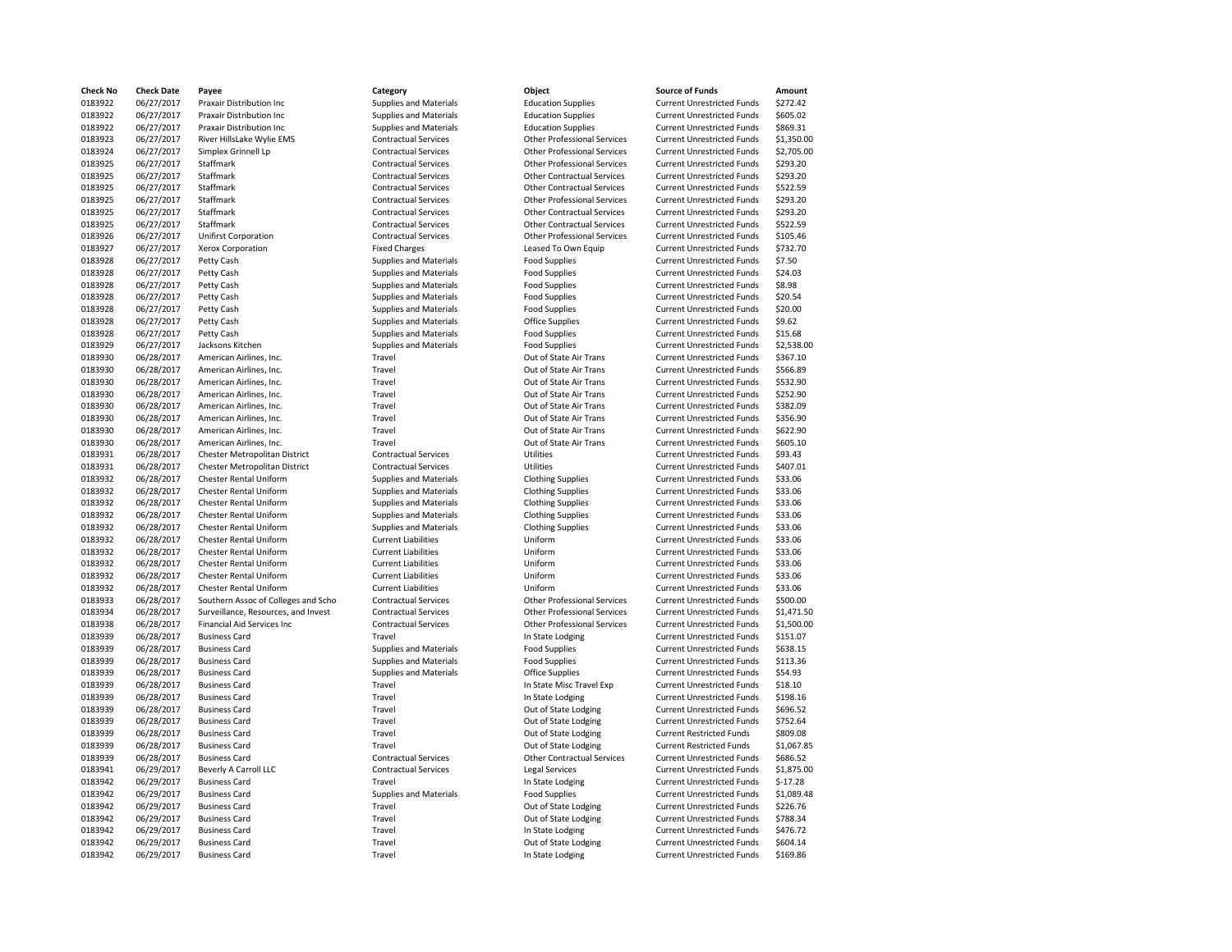| Check No | Check Date | Payee | Category | Object | Source of Funds | Amount |
|---|---|---|---|---|---|---|
| 0183922 | 06/27/2017 | Praxair Distribution Inc | Supplies and Materials | Education Supplies | Current Unrestricted Funds | $272.42 |
| 0183922 | 06/27/2017 | Praxair Distribution Inc | Supplies and Materials | Education Supplies | Current Unrestricted Funds | $605.02 |
| 0183922 | 06/27/2017 | Praxair Distribution Inc | Supplies and Materials | Education Supplies | Current Unrestricted Funds | $869.31 |
| 0183923 | 06/27/2017 | River HillsLake Wylie EMS | Contractual Services | Other Professional Services | Current Unrestricted Funds | $1,350.00 |
| 0183924 | 06/27/2017 | Simplex Grinnell Lp | Contractual Services | Other Professional Services | Current Unrestricted Funds | $2,705.00 |
| 0183925 | 06/27/2017 | Staffmark | Contractual Services | Other Professional Services | Current Unrestricted Funds | $293.20 |
| 0183925 | 06/27/2017 | Staffmark | Contractual Services | Other Contractual Services | Current Unrestricted Funds | $293.20 |
| 0183925 | 06/27/2017 | Staffmark | Contractual Services | Other Contractual Services | Current Unrestricted Funds | $522.59 |
| 0183925 | 06/27/2017 | Staffmark | Contractual Services | Other Professional Services | Current Unrestricted Funds | $293.20 |
| 0183925 | 06/27/2017 | Staffmark | Contractual Services | Other Contractual Services | Current Unrestricted Funds | $293.20 |
| 0183925 | 06/27/2017 | Staffmark | Contractual Services | Other Contractual Services | Current Unrestricted Funds | $522.59 |
| 0183926 | 06/27/2017 | Unifirst Corporation | Contractual Services | Other Professional Services | Current Unrestricted Funds | $105.46 |
| 0183927 | 06/27/2017 | Xerox Corporation | Fixed Charges | Leased To Own Equip | Current Unrestricted Funds | $732.70 |
| 0183928 | 06/27/2017 | Petty Cash | Supplies and Materials | Food Supplies | Current Unrestricted Funds | $7.50 |
| 0183928 | 06/27/2017 | Petty Cash | Supplies and Materials | Food Supplies | Current Unrestricted Funds | $24.03 |
| 0183928 | 06/27/2017 | Petty Cash | Supplies and Materials | Food Supplies | Current Unrestricted Funds | $8.98 |
| 0183928 | 06/27/2017 | Petty Cash | Supplies and Materials | Food Supplies | Current Unrestricted Funds | $20.54 |
| 0183928 | 06/27/2017 | Petty Cash | Supplies and Materials | Food Supplies | Current Unrestricted Funds | $20.00 |
| 0183928 | 06/27/2017 | Petty Cash | Supplies and Materials | Office Supplies | Current Unrestricted Funds | $9.62 |
| 0183928 | 06/27/2017 | Petty Cash | Supplies and Materials | Food Supplies | Current Unrestricted Funds | $15.68 |
| 0183929 | 06/27/2017 | Jacksons Kitchen | Supplies and Materials | Food Supplies | Current Unrestricted Funds | $2,538.00 |
| 0183930 | 06/28/2017 | American Airlines, Inc. | Travel | Out of State Air Trans | Current Unrestricted Funds | $367.10 |
| 0183930 | 06/28/2017 | American Airlines, Inc. | Travel | Out of State Air Trans | Current Unrestricted Funds | $566.89 |
| 0183930 | 06/28/2017 | American Airlines, Inc. | Travel | Out of State Air Trans | Current Unrestricted Funds | $532.90 |
| 0183930 | 06/28/2017 | American Airlines, Inc. | Travel | Out of State Air Trans | Current Unrestricted Funds | $252.90 |
| 0183930 | 06/28/2017 | American Airlines, Inc. | Travel | Out of State Air Trans | Current Unrestricted Funds | $382.09 |
| 0183930 | 06/28/2017 | American Airlines, Inc. | Travel | Out of State Air Trans | Current Unrestricted Funds | $356.90 |
| 0183930 | 06/28/2017 | American Airlines, Inc. | Travel | Out of State Air Trans | Current Unrestricted Funds | $622.90 |
| 0183930 | 06/28/2017 | American Airlines, Inc. | Travel | Out of State Air Trans | Current Unrestricted Funds | $605.10 |
| 0183931 | 06/28/2017 | Chester Metropolitan District | Contractual Services | Utilities | Current Unrestricted Funds | $93.43 |
| 0183931 | 06/28/2017 | Chester Metropolitan District | Contractual Services | Utilities | Current Unrestricted Funds | $407.01 |
| 0183932 | 06/28/2017 | Chester Rental Uniform | Supplies and Materials | Clothing Supplies | Current Unrestricted Funds | $33.06 |
| 0183932 | 06/28/2017 | Chester Rental Uniform | Supplies and Materials | Clothing Supplies | Current Unrestricted Funds | $33.06 |
| 0183932 | 06/28/2017 | Chester Rental Uniform | Supplies and Materials | Clothing Supplies | Current Unrestricted Funds | $33.06 |
| 0183932 | 06/28/2017 | Chester Rental Uniform | Supplies and Materials | Clothing Supplies | Current Unrestricted Funds | $33.06 |
| 0183932 | 06/28/2017 | Chester Rental Uniform | Supplies and Materials | Clothing Supplies | Current Unrestricted Funds | $33.06 |
| 0183932 | 06/28/2017 | Chester Rental Uniform | Current Liabilities | Uniform | Current Unrestricted Funds | $33.06 |
| 0183932 | 06/28/2017 | Chester Rental Uniform | Current Liabilities | Uniform | Current Unrestricted Funds | $33.06 |
| 0183932 | 06/28/2017 | Chester Rental Uniform | Current Liabilities | Uniform | Current Unrestricted Funds | $33.06 |
| 0183932 | 06/28/2017 | Chester Rental Uniform | Current Liabilities | Uniform | Current Unrestricted Funds | $33.06 |
| 0183932 | 06/28/2017 | Chester Rental Uniform | Current Liabilities | Uniform | Current Unrestricted Funds | $33.06 |
| 0183933 | 06/28/2017 | Southern Assoc of Colleges and Scho | Contractual Services | Other Professional Services | Current Unrestricted Funds | $500.00 |
| 0183934 | 06/28/2017 | Surveillance, Resources, and Invest | Contractual Services | Other Professional Services | Current Unrestricted Funds | $1,471.50 |
| 0183938 | 06/28/2017 | Financial Aid Services Inc | Contractual Services | Other Professional Services | Current Unrestricted Funds | $1,500.00 |
| 0183939 | 06/28/2017 | Business Card | Travel | In State Lodging | Current Unrestricted Funds | $151.07 |
| 0183939 | 06/28/2017 | Business Card | Supplies and Materials | Food Supplies | Current Unrestricted Funds | $638.15 |
| 0183939 | 06/28/2017 | Business Card | Supplies and Materials | Food Supplies | Current Unrestricted Funds | $113.36 |
| 0183939 | 06/28/2017 | Business Card | Supplies and Materials | Office Supplies | Current Unrestricted Funds | $54.93 |
| 0183939 | 06/28/2017 | Business Card | Travel | In State Misc Travel Exp | Current Unrestricted Funds | $18.10 |
| 0183939 | 06/28/2017 | Business Card | Travel | In State Lodging | Current Unrestricted Funds | $198.16 |
| 0183939 | 06/28/2017 | Business Card | Travel | Out of State Lodging | Current Unrestricted Funds | $696.52 |
| 0183939 | 06/28/2017 | Business Card | Travel | Out of State Lodging | Current Unrestricted Funds | $752.64 |
| 0183939 | 06/28/2017 | Business Card | Travel | Out of State Lodging | Current Restricted Funds | $809.08 |
| 0183939 | 06/28/2017 | Business Card | Travel | Out of State Lodging | Current Restricted Funds | $1,067.85 |
| 0183939 | 06/28/2017 | Business Card | Contractual Services | Other Contractual Services | Current Unrestricted Funds | $686.52 |
| 0183941 | 06/29/2017 | Beverly A Carroll LLC | Contractual Services | Legal Services | Current Unrestricted Funds | $1,875.00 |
| 0183942 | 06/29/2017 | Business Card | Travel | In State Lodging | Current Unrestricted Funds | $-17.28 |
| 0183942 | 06/29/2017 | Business Card | Supplies and Materials | Food Supplies | Current Unrestricted Funds | $1,089.48 |
| 0183942 | 06/29/2017 | Business Card | Travel | Out of State Lodging | Current Unrestricted Funds | $226.76 |
| 0183942 | 06/29/2017 | Business Card | Travel | Out of State Lodging | Current Unrestricted Funds | $788.34 |
| 0183942 | 06/29/2017 | Business Card | Travel | In State Lodging | Current Unrestricted Funds | $476.72 |
| 0183942 | 06/29/2017 | Business Card | Travel | Out of State Lodging | Current Unrestricted Funds | $604.14 |
| 0183942 | 06/29/2017 | Business Card | Travel | In State Lodging | Current Unrestricted Funds | $169.86 |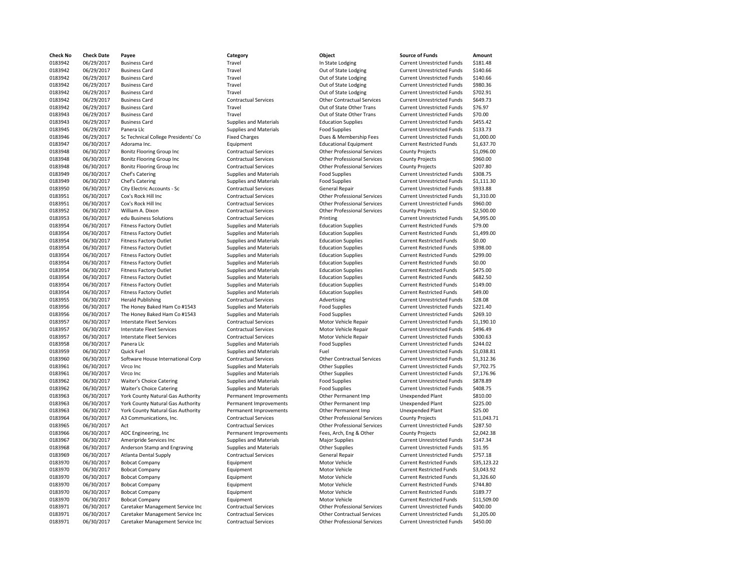| Check No | Check Date | Payee | Category | Object | Source of Funds | Amount |
|---|---|---|---|---|---|---|
| 0183942 | 06/29/2017 | Business Card | Travel | In State Lodging | Current Unrestricted Funds | $181.48 |
| 0183942 | 06/29/2017 | Business Card | Travel | Out of State Lodging | Current Unrestricted Funds | $140.66 |
| 0183942 | 06/29/2017 | Business Card | Travel | Out of State Lodging | Current Unrestricted Funds | $140.66 |
| 0183942 | 06/29/2017 | Business Card | Travel | Out of State Lodging | Current Unrestricted Funds | $980.36 |
| 0183942 | 06/29/2017 | Business Card | Travel | Out of State Lodging | Current Unrestricted Funds | $702.91 |
| 0183942 | 06/29/2017 | Business Card | Contractual Services | Other Contractual Services | Current Unrestricted Funds | $649.73 |
| 0183942 | 06/29/2017 | Business Card | Travel | Out of State Other Trans | Current Unrestricted Funds | $76.97 |
| 0183943 | 06/29/2017 | Business Card | Travel | Out of State Other Trans | Current Unrestricted Funds | $70.00 |
| 0183943 | 06/29/2017 | Business Card | Supplies and Materials | Education Supplies | Current Unrestricted Funds | $455.42 |
| 0183945 | 06/29/2017 | Panera Llc | Supplies and Materials | Food Supplies | Current Unrestricted Funds | $133.73 |
| 0183946 | 06/29/2017 | Sc Technical College Presidents' Co | Fixed Charges | Dues & Membership Fees | Current Unrestricted Funds | $1,000.00 |
| 0183947 | 06/30/2017 | Adorama Inc. | Equipment | Educational Equipment | Current Restricted Funds | $1,637.70 |
| 0183948 | 06/30/2017 | Bonitz Flooring Group Inc | Contractual Services | Other Professional Services | County Projects | $1,096.00 |
| 0183948 | 06/30/2017 | Bonitz Flooring Group Inc | Contractual Services | Other Professional Services | County Projects | $960.00 |
| 0183948 | 06/30/2017 | Bonitz Flooring Group Inc | Contractual Services | Other Professional Services | County Projects | $207.80 |
| 0183949 | 06/30/2017 | Chef's Catering | Supplies and Materials | Food Supplies | Current Unrestricted Funds | $308.75 |
| 0183949 | 06/30/2017 | Chef's Catering | Supplies and Materials | Food Supplies | Current Unrestricted Funds | $1,111.30 |
| 0183950 | 06/30/2017 | City Electric Accounts - Sc | Contractual Services | General Repair | Current Unrestricted Funds | $933.88 |
| 0183951 | 06/30/2017 | Cox's Rock Hill Inc | Contractual Services | Other Professional Services | Current Unrestricted Funds | $1,310.00 |
| 0183951 | 06/30/2017 | Cox's Rock Hill Inc | Contractual Services | Other Professional Services | Current Unrestricted Funds | $960.00 |
| 0183952 | 06/30/2017 | William A. Dixon | Contractual Services | Other Professional Services | County Projects | $2,500.00 |
| 0183953 | 06/30/2017 | edu Business Solutions | Contractual Services | Printing | Current Unrestricted Funds | $4,995.00 |
| 0183954 | 06/30/2017 | Fitness Factory Outlet | Supplies and Materials | Education Supplies | Current Restricted Funds | $79.00 |
| 0183954 | 06/30/2017 | Fitness Factory Outlet | Supplies and Materials | Education Supplies | Current Restricted Funds | $1,499.00 |
| 0183954 | 06/30/2017 | Fitness Factory Outlet | Supplies and Materials | Education Supplies | Current Restricted Funds | $0.00 |
| 0183954 | 06/30/2017 | Fitness Factory Outlet | Supplies and Materials | Education Supplies | Current Restricted Funds | $398.00 |
| 0183954 | 06/30/2017 | Fitness Factory Outlet | Supplies and Materials | Education Supplies | Current Restricted Funds | $299.00 |
| 0183954 | 06/30/2017 | Fitness Factory Outlet | Supplies and Materials | Education Supplies | Current Restricted Funds | $0.00 |
| 0183954 | 06/30/2017 | Fitness Factory Outlet | Supplies and Materials | Education Supplies | Current Restricted Funds | $475.00 |
| 0183954 | 06/30/2017 | Fitness Factory Outlet | Supplies and Materials | Education Supplies | Current Restricted Funds | $682.50 |
| 0183954 | 06/30/2017 | Fitness Factory Outlet | Supplies and Materials | Education Supplies | Current Restricted Funds | $149.00 |
| 0183954 | 06/30/2017 | Fitness Factory Outlet | Supplies and Materials | Education Supplies | Current Restricted Funds | $49.00 |
| 0183955 | 06/30/2017 | Herald Publishing | Contractual Services | Advertising | Current Unrestricted Funds | $28.08 |
| 0183956 | 06/30/2017 | The Honey Baked Ham Co #1543 | Supplies and Materials | Food Supplies | Current Unrestricted Funds | $221.40 |
| 0183956 | 06/30/2017 | The Honey Baked Ham Co #1543 | Supplies and Materials | Food Supplies | Current Unrestricted Funds | $269.10 |
| 0183957 | 06/30/2017 | Interstate Fleet Services | Contractual Services | Motor Vehicle Repair | Current Unrestricted Funds | $1,190.10 |
| 0183957 | 06/30/2017 | Interstate Fleet Services | Contractual Services | Motor Vehicle Repair | Current Unrestricted Funds | $496.49 |
| 0183957 | 06/30/2017 | Interstate Fleet Services | Contractual Services | Motor Vehicle Repair | Current Unrestricted Funds | $300.63 |
| 0183958 | 06/30/2017 | Panera Llc | Supplies and Materials | Food Supplies | Current Unrestricted Funds | $244.02 |
| 0183959 | 06/30/2017 | Quick Fuel | Supplies and Materials | Fuel | Current Unrestricted Funds | $1,038.81 |
| 0183960 | 06/30/2017 | Software House International Corp | Contractual Services | Other Contractual Services | Current Unrestricted Funds | $1,312.36 |
| 0183961 | 06/30/2017 | Virco Inc | Supplies and Materials | Other Supplies | Current Unrestricted Funds | $7,702.75 |
| 0183961 | 06/30/2017 | Virco Inc | Supplies and Materials | Other Supplies | Current Unrestricted Funds | $7,176.96 |
| 0183962 | 06/30/2017 | Waiter's Choice Catering | Supplies and Materials | Food Supplies | Current Unrestricted Funds | $878.89 |
| 0183962 | 06/30/2017 | Waiter's Choice Catering | Supplies and Materials | Food Supplies | Current Unrestricted Funds | $408.75 |
| 0183963 | 06/30/2017 | York County Natural Gas Authority | Permanent Improvements | Other Permanent Imp | Unexpended Plant | $810.00 |
| 0183963 | 06/30/2017 | York County Natural Gas Authority | Permanent Improvements | Other Permanent Imp | Unexpended Plant | $225.00 |
| 0183963 | 06/30/2017 | York County Natural Gas Authority | Permanent Improvements | Other Permanent Imp | Unexpended Plant | $25.00 |
| 0183964 | 06/30/2017 | A3 Communications, Inc. | Contractual Services | Other Professional Services | County Projects | $11,043.71 |
| 0183965 | 06/30/2017 | Act | Contractual Services | Other Professional Services | Current Unrestricted Funds | $287.50 |
| 0183966 | 06/30/2017 | ADC Engineering, Inc | Permanent Improvements | Fees, Arch, Eng & Other | County Projects | $2,042.38 |
| 0183967 | 06/30/2017 | Ameripride Services Inc | Supplies and Materials | Major Supplies | Current Unrestricted Funds | $147.34 |
| 0183968 | 06/30/2017 | Anderson Stamp and Engraving | Supplies and Materials | Other Supplies | Current Unrestricted Funds | $31.95 |
| 0183969 | 06/30/2017 | Atlanta Dental Supply | Contractual Services | General Repair | Current Unrestricted Funds | $757.18 |
| 0183970 | 06/30/2017 | Bobcat Company | Equipment | Motor Vehicle | Current Restricted Funds | $35,123.22 |
| 0183970 | 06/30/2017 | Bobcat Company | Equipment | Motor Vehicle | Current Restricted Funds | $3,043.92 |
| 0183970 | 06/30/2017 | Bobcat Company | Equipment | Motor Vehicle | Current Restricted Funds | $1,326.60 |
| 0183970 | 06/30/2017 | Bobcat Company | Equipment | Motor Vehicle | Current Restricted Funds | $744.80 |
| 0183970 | 06/30/2017 | Bobcat Company | Equipment | Motor Vehicle | Current Restricted Funds | $189.77 |
| 0183970 | 06/30/2017 | Bobcat Company | Equipment | Motor Vehicle | Current Restricted Funds | $11,509.00 |
| 0183971 | 06/30/2017 | Caretaker Management Service Inc | Contractual Services | Other Professional Services | Current Unrestricted Funds | $400.00 |
| 0183971 | 06/30/2017 | Caretaker Management Service Inc | Contractual Services | Other Contractual Services | Current Unrestricted Funds | $1,205.00 |
| 0183971 | 06/30/2017 | Caretaker Management Service Inc | Contractual Services | Other Professional Services | Current Unrestricted Funds | $450.00 |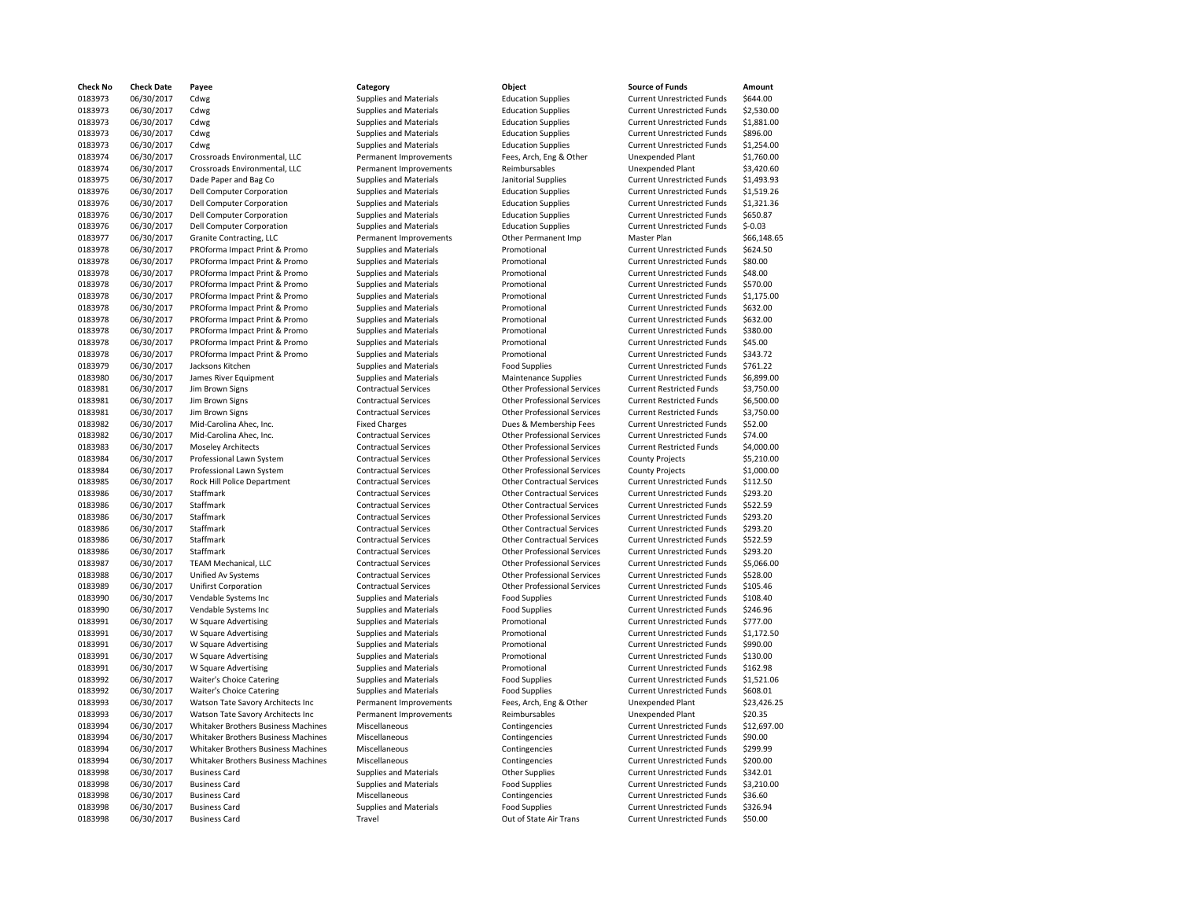| Check No | Check Date | Payee | Category | Object | Source of Funds | Amount |
|---|---|---|---|---|---|---|
| 0183973 | 06/30/2017 | Cdwg | Supplies and Materials | Education Supplies | Current Unrestricted Funds | $644.00 |
| 0183973 | 06/30/2017 | Cdwg | Supplies and Materials | Education Supplies | Current Unrestricted Funds | $2,530.00 |
| 0183973 | 06/30/2017 | Cdwg | Supplies and Materials | Education Supplies | Current Unrestricted Funds | $1,881.00 |
| 0183973 | 06/30/2017 | Cdwg | Supplies and Materials | Education Supplies | Current Unrestricted Funds | $896.00 |
| 0183973 | 06/30/2017 | Cdwg | Supplies and Materials | Education Supplies | Current Unrestricted Funds | $1,254.00 |
| 0183974 | 06/30/2017 | Crossroads Environmental, LLC | Permanent Improvements | Fees, Arch, Eng & Other | Unexpended Plant | $1,760.00 |
| 0183974 | 06/30/2017 | Crossroads Environmental, LLC | Permanent Improvements | Reimbursables | Unexpended Plant | $3,420.60 |
| 0183975 | 06/30/2017 | Dade Paper and Bag Co | Supplies and Materials | Janitorial Supplies | Current Unrestricted Funds | $1,493.93 |
| 0183976 | 06/30/2017 | Dell Computer Corporation | Supplies and Materials | Education Supplies | Current Unrestricted Funds | $1,519.26 |
| 0183976 | 06/30/2017 | Dell Computer Corporation | Supplies and Materials | Education Supplies | Current Unrestricted Funds | $1,321.36 |
| 0183976 | 06/30/2017 | Dell Computer Corporation | Supplies and Materials | Education Supplies | Current Unrestricted Funds | $650.87 |
| 0183976 | 06/30/2017 | Dell Computer Corporation | Supplies and Materials | Education Supplies | Current Unrestricted Funds | $-0.03 |
| 0183977 | 06/30/2017 | Granite Contracting, LLC | Permanent Improvements | Other Permanent Imp | Master Plan | $66,148.65 |
| 0183978 | 06/30/2017 | PROforma Impact Print & Promo | Supplies and Materials | Promotional | Current Unrestricted Funds | $624.50 |
| 0183978 | 06/30/2017 | PROforma Impact Print & Promo | Supplies and Materials | Promotional | Current Unrestricted Funds | $80.00 |
| 0183978 | 06/30/2017 | PROforma Impact Print & Promo | Supplies and Materials | Promotional | Current Unrestricted Funds | $48.00 |
| 0183978 | 06/30/2017 | PROforma Impact Print & Promo | Supplies and Materials | Promotional | Current Unrestricted Funds | $570.00 |
| 0183978 | 06/30/2017 | PROforma Impact Print & Promo | Supplies and Materials | Promotional | Current Unrestricted Funds | $1,175.00 |
| 0183978 | 06/30/2017 | PROforma Impact Print & Promo | Supplies and Materials | Promotional | Current Unrestricted Funds | $632.00 |
| 0183978 | 06/30/2017 | PROforma Impact Print & Promo | Supplies and Materials | Promotional | Current Unrestricted Funds | $632.00 |
| 0183978 | 06/30/2017 | PROforma Impact Print & Promo | Supplies and Materials | Promotional | Current Unrestricted Funds | $380.00 |
| 0183978 | 06/30/2017 | PROforma Impact Print & Promo | Supplies and Materials | Promotional | Current Unrestricted Funds | $45.00 |
| 0183978 | 06/30/2017 | PROforma Impact Print & Promo | Supplies and Materials | Promotional | Current Unrestricted Funds | $343.72 |
| 0183979 | 06/30/2017 | Jacksons Kitchen | Supplies and Materials | Food Supplies | Current Unrestricted Funds | $761.22 |
| 0183980 | 06/30/2017 | James River Equipment | Supplies and Materials | Maintenance Supplies | Current Unrestricted Funds | $6,899.00 |
| 0183981 | 06/30/2017 | Jim Brown Signs | Contractual Services | Other Professional Services | Current Restricted Funds | $3,750.00 |
| 0183981 | 06/30/2017 | Jim Brown Signs | Contractual Services | Other Professional Services | Current Restricted Funds | $6,500.00 |
| 0183981 | 06/30/2017 | Jim Brown Signs | Contractual Services | Other Professional Services | Current Restricted Funds | $3,750.00 |
| 0183982 | 06/30/2017 | Mid-Carolina Ahec, Inc. | Fixed Charges | Dues & Membership Fees | Current Unrestricted Funds | $52.00 |
| 0183982 | 06/30/2017 | Mid-Carolina Ahec, Inc. | Contractual Services | Other Professional Services | Current Unrestricted Funds | $74.00 |
| 0183983 | 06/30/2017 | Moseley Architects | Contractual Services | Other Professional Services | Current Restricted Funds | $4,000.00 |
| 0183984 | 06/30/2017 | Professional Lawn System | Contractual Services | Other Professional Services | County Projects | $5,210.00 |
| 0183984 | 06/30/2017 | Professional Lawn System | Contractual Services | Other Professional Services | County Projects | $1,000.00 |
| 0183985 | 06/30/2017 | Rock Hill Police Department | Contractual Services | Other Contractual Services | Current Unrestricted Funds | $112.50 |
| 0183986 | 06/30/2017 | Staffmark | Contractual Services | Other Contractual Services | Current Unrestricted Funds | $293.20 |
| 0183986 | 06/30/2017 | Staffmark | Contractual Services | Other Contractual Services | Current Unrestricted Funds | $522.59 |
| 0183986 | 06/30/2017 | Staffmark | Contractual Services | Other Professional Services | Current Unrestricted Funds | $293.20 |
| 0183986 | 06/30/2017 | Staffmark | Contractual Services | Other Contractual Services | Current Unrestricted Funds | $293.20 |
| 0183986 | 06/30/2017 | Staffmark | Contractual Services | Other Contractual Services | Current Unrestricted Funds | $522.59 |
| 0183986 | 06/30/2017 | Staffmark | Contractual Services | Other Professional Services | Current Unrestricted Funds | $293.20 |
| 0183987 | 06/30/2017 | TEAM Mechanical, LLC | Contractual Services | Other Professional Services | Current Unrestricted Funds | $5,066.00 |
| 0183988 | 06/30/2017 | Unified Av Systems | Contractual Services | Other Professional Services | Current Unrestricted Funds | $528.00 |
| 0183989 | 06/30/2017 | Unifirst Corporation | Contractual Services | Other Professional Services | Current Unrestricted Funds | $105.46 |
| 0183990 | 06/30/2017 | Vendable Systems Inc | Supplies and Materials | Food Supplies | Current Unrestricted Funds | $108.40 |
| 0183990 | 06/30/2017 | Vendable Systems Inc | Supplies and Materials | Food Supplies | Current Unrestricted Funds | $246.96 |
| 0183991 | 06/30/2017 | W Square Advertising | Supplies and Materials | Promotional | Current Unrestricted Funds | $777.00 |
| 0183991 | 06/30/2017 | W Square Advertising | Supplies and Materials | Promotional | Current Unrestricted Funds | $1,172.50 |
| 0183991 | 06/30/2017 | W Square Advertising | Supplies and Materials | Promotional | Current Unrestricted Funds | $990.00 |
| 0183991 | 06/30/2017 | W Square Advertising | Supplies and Materials | Promotional | Current Unrestricted Funds | $130.00 |
| 0183991 | 06/30/2017 | W Square Advertising | Supplies and Materials | Promotional | Current Unrestricted Funds | $162.98 |
| 0183992 | 06/30/2017 | Waiter's Choice Catering | Supplies and Materials | Food Supplies | Current Unrestricted Funds | $1,521.06 |
| 0183992 | 06/30/2017 | Waiter's Choice Catering | Supplies and Materials | Food Supplies | Current Unrestricted Funds | $608.01 |
| 0183993 | 06/30/2017 | Watson Tate Savory Architects Inc | Permanent Improvements | Fees, Arch, Eng & Other | Unexpended Plant | $23,426.25 |
| 0183993 | 06/30/2017 | Watson Tate Savory Architects Inc | Permanent Improvements | Reimbursables | Unexpended Plant | $20.35 |
| 0183994 | 06/30/2017 | Whitaker Brothers Business Machines | Miscellaneous | Contingencies | Current Unrestricted Funds | $12,697.00 |
| 0183994 | 06/30/2017 | Whitaker Brothers Business Machines | Miscellaneous | Contingencies | Current Unrestricted Funds | $90.00 |
| 0183994 | 06/30/2017 | Whitaker Brothers Business Machines | Miscellaneous | Contingencies | Current Unrestricted Funds | $299.99 |
| 0183994 | 06/30/2017 | Whitaker Brothers Business Machines | Miscellaneous | Contingencies | Current Unrestricted Funds | $200.00 |
| 0183998 | 06/30/2017 | Business Card | Supplies and Materials | Other Supplies | Current Unrestricted Funds | $342.01 |
| 0183998 | 06/30/2017 | Business Card | Supplies and Materials | Food Supplies | Current Unrestricted Funds | $3,210.00 |
| 0183998 | 06/30/2017 | Business Card | Miscellaneous | Contingencies | Current Unrestricted Funds | $36.60 |
| 0183998 | 06/30/2017 | Business Card | Supplies and Materials | Food Supplies | Current Unrestricted Funds | $326.94 |
| 0183998 | 06/30/2017 | Business Card | Travel | Out of State Air Trans | Current Unrestricted Funds | $50.00 |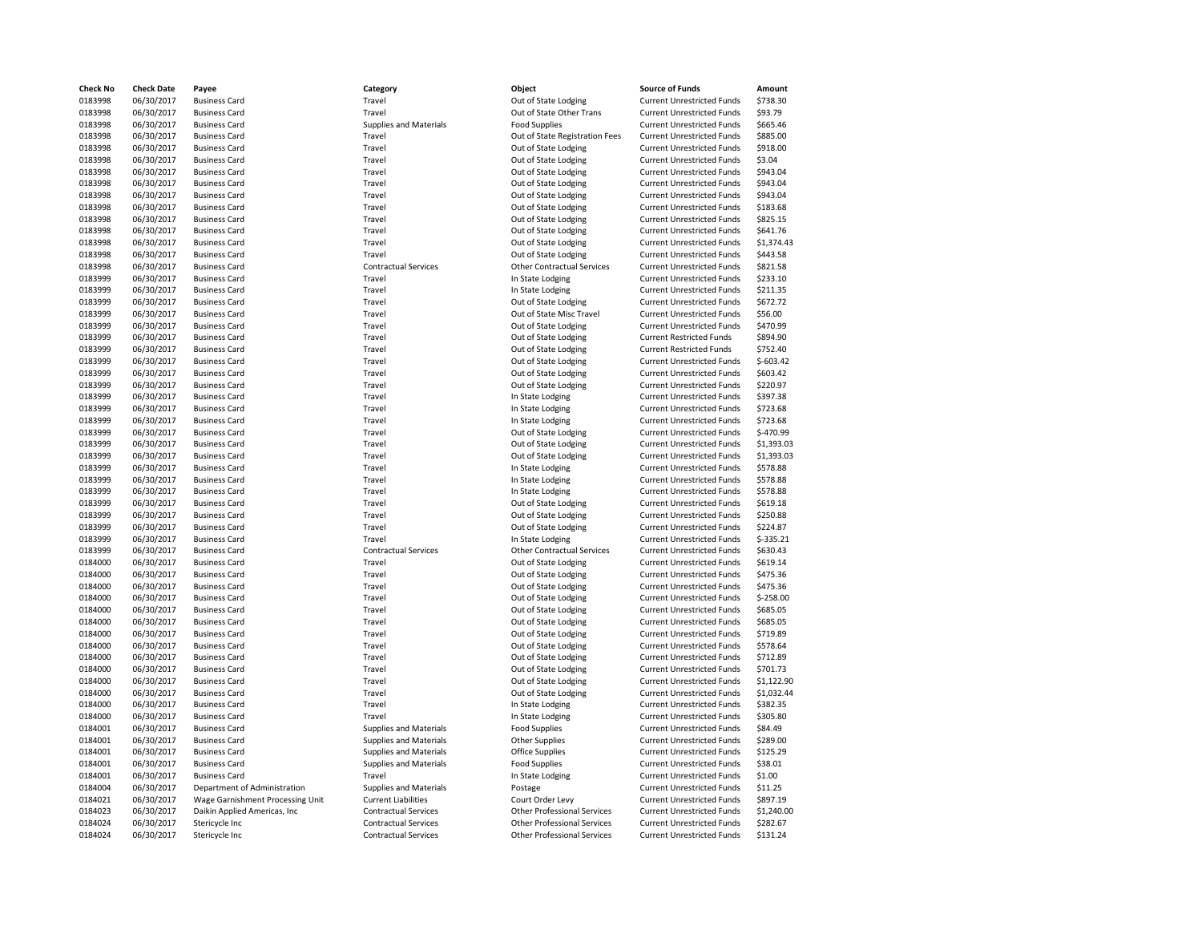| Check No | Check Date | Payee | Category | Object | Source of Funds | Amount |
|---|---|---|---|---|---|---|
| 0183998 | 06/30/2017 | Business Card | Travel | Out of State Lodging | Current Unrestricted Funds | $738.30 |
| 0183998 | 06/30/2017 | Business Card | Travel | Out of State Other Trans | Current Unrestricted Funds | $93.79 |
| 0183998 | 06/30/2017 | Business Card | Supplies and Materials | Food Supplies | Current Unrestricted Funds | $665.46 |
| 0183998 | 06/30/2017 | Business Card | Travel | Out of State Registration Fees | Current Unrestricted Funds | $885.00 |
| 0183998 | 06/30/2017 | Business Card | Travel | Out of State Lodging | Current Unrestricted Funds | $918.00 |
| 0183998 | 06/30/2017 | Business Card | Travel | Out of State Lodging | Current Unrestricted Funds | $3.04 |
| 0183998 | 06/30/2017 | Business Card | Travel | Out of State Lodging | Current Unrestricted Funds | $943.04 |
| 0183998 | 06/30/2017 | Business Card | Travel | Out of State Lodging | Current Unrestricted Funds | $943.04 |
| 0183998 | 06/30/2017 | Business Card | Travel | Out of State Lodging | Current Unrestricted Funds | $943.04 |
| 0183998 | 06/30/2017 | Business Card | Travel | Out of State Lodging | Current Unrestricted Funds | $183.68 |
| 0183998 | 06/30/2017 | Business Card | Travel | Out of State Lodging | Current Unrestricted Funds | $825.15 |
| 0183998 | 06/30/2017 | Business Card | Travel | Out of State Lodging | Current Unrestricted Funds | $641.76 |
| 0183998 | 06/30/2017 | Business Card | Travel | Out of State Lodging | Current Unrestricted Funds | $1,374.43 |
| 0183998 | 06/30/2017 | Business Card | Travel | Out of State Lodging | Current Unrestricted Funds | $443.58 |
| 0183998 | 06/30/2017 | Business Card | Contractual Services | Other Contractual Services | Current Unrestricted Funds | $821.58 |
| 0183999 | 06/30/2017 | Business Card | Travel | In State Lodging | Current Unrestricted Funds | $233.10 |
| 0183999 | 06/30/2017 | Business Card | Travel | In State Lodging | Current Unrestricted Funds | $211.35 |
| 0183999 | 06/30/2017 | Business Card | Travel | Out of State Lodging | Current Unrestricted Funds | $672.72 |
| 0183999 | 06/30/2017 | Business Card | Travel | Out of State Misc Travel | Current Unrestricted Funds | $56.00 |
| 0183999 | 06/30/2017 | Business Card | Travel | Out of State Lodging | Current Unrestricted Funds | $470.99 |
| 0183999 | 06/30/2017 | Business Card | Travel | Out of State Lodging | Current Restricted Funds | $894.90 |
| 0183999 | 06/30/2017 | Business Card | Travel | Out of State Lodging | Current Restricted Funds | $752.40 |
| 0183999 | 06/30/2017 | Business Card | Travel | Out of State Lodging | Current Unrestricted Funds | $-603.42 |
| 0183999 | 06/30/2017 | Business Card | Travel | Out of State Lodging | Current Unrestricted Funds | $603.42 |
| 0183999 | 06/30/2017 | Business Card | Travel | Out of State Lodging | Current Unrestricted Funds | $220.97 |
| 0183999 | 06/30/2017 | Business Card | Travel | In State Lodging | Current Unrestricted Funds | $397.38 |
| 0183999 | 06/30/2017 | Business Card | Travel | In State Lodging | Current Unrestricted Funds | $723.68 |
| 0183999 | 06/30/2017 | Business Card | Travel | In State Lodging | Current Unrestricted Funds | $723.68 |
| 0183999 | 06/30/2017 | Business Card | Travel | Out of State Lodging | Current Unrestricted Funds | $-470.99 |
| 0183999 | 06/30/2017 | Business Card | Travel | Out of State Lodging | Current Unrestricted Funds | $1,393.03 |
| 0183999 | 06/30/2017 | Business Card | Travel | Out of State Lodging | Current Unrestricted Funds | $1,393.03 |
| 0183999 | 06/30/2017 | Business Card | Travel | In State Lodging | Current Unrestricted Funds | $578.88 |
| 0183999 | 06/30/2017 | Business Card | Travel | In State Lodging | Current Unrestricted Funds | $578.88 |
| 0183999 | 06/30/2017 | Business Card | Travel | In State Lodging | Current Unrestricted Funds | $578.88 |
| 0183999 | 06/30/2017 | Business Card | Travel | Out of State Lodging | Current Unrestricted Funds | $619.18 |
| 0183999 | 06/30/2017 | Business Card | Travel | Out of State Lodging | Current Unrestricted Funds | $250.88 |
| 0183999 | 06/30/2017 | Business Card | Travel | Out of State Lodging | Current Unrestricted Funds | $224.87 |
| 0183999 | 06/30/2017 | Business Card | Travel | In State Lodging | Current Unrestricted Funds | $-335.21 |
| 0183999 | 06/30/2017 | Business Card | Contractual Services | Other Contractual Services | Current Unrestricted Funds | $630.43 |
| 0184000 | 06/30/2017 | Business Card | Travel | Out of State Lodging | Current Unrestricted Funds | $619.14 |
| 0184000 | 06/30/2017 | Business Card | Travel | Out of State Lodging | Current Unrestricted Funds | $475.36 |
| 0184000 | 06/30/2017 | Business Card | Travel | Out of State Lodging | Current Unrestricted Funds | $475.36 |
| 0184000 | 06/30/2017 | Business Card | Travel | Out of State Lodging | Current Unrestricted Funds | $-258.00 |
| 0184000 | 06/30/2017 | Business Card | Travel | Out of State Lodging | Current Unrestricted Funds | $685.05 |
| 0184000 | 06/30/2017 | Business Card | Travel | Out of State Lodging | Current Unrestricted Funds | $685.05 |
| 0184000 | 06/30/2017 | Business Card | Travel | Out of State Lodging | Current Unrestricted Funds | $719.89 |
| 0184000 | 06/30/2017 | Business Card | Travel | Out of State Lodging | Current Unrestricted Funds | $578.64 |
| 0184000 | 06/30/2017 | Business Card | Travel | Out of State Lodging | Current Unrestricted Funds | $712.89 |
| 0184000 | 06/30/2017 | Business Card | Travel | Out of State Lodging | Current Unrestricted Funds | $701.73 |
| 0184000 | 06/30/2017 | Business Card | Travel | Out of State Lodging | Current Unrestricted Funds | $1,122.90 |
| 0184000 | 06/30/2017 | Business Card | Travel | Out of State Lodging | Current Unrestricted Funds | $1,032.44 |
| 0184000 | 06/30/2017 | Business Card | Travel | In State Lodging | Current Unrestricted Funds | $382.35 |
| 0184000 | 06/30/2017 | Business Card | Travel | In State Lodging | Current Unrestricted Funds | $305.80 |
| 0184001 | 06/30/2017 | Business Card | Supplies and Materials | Food Supplies | Current Unrestricted Funds | $84.49 |
| 0184001 | 06/30/2017 | Business Card | Supplies and Materials | Other Supplies | Current Unrestricted Funds | $289.00 |
| 0184001 | 06/30/2017 | Business Card | Supplies and Materials | Office Supplies | Current Unrestricted Funds | $125.29 |
| 0184001 | 06/30/2017 | Business Card | Supplies and Materials | Food Supplies | Current Unrestricted Funds | $38.01 |
| 0184001 | 06/30/2017 | Business Card | Travel | In State Lodging | Current Unrestricted Funds | $1.00 |
| 0184004 | 06/30/2017 | Department of Administration | Supplies and Materials | Postage | Current Unrestricted Funds | $11.25 |
| 0184021 | 06/30/2017 | Wage Garnishment Processing Unit | Current Liabilities | Court Order Levy | Current Unrestricted Funds | $897.19 |
| 0184023 | 06/30/2017 | Daikin Applied Americas, Inc | Contractual Services | Other Professional Services | Current Unrestricted Funds | $1,240.00 |
| 0184024 | 06/30/2017 | Stericycle Inc | Contractual Services | Other Professional Services | Current Unrestricted Funds | $282.67 |
| 0184024 | 06/30/2017 | Stericycle Inc | Contractual Services | Other Professional Services | Current Unrestricted Funds | $131.24 |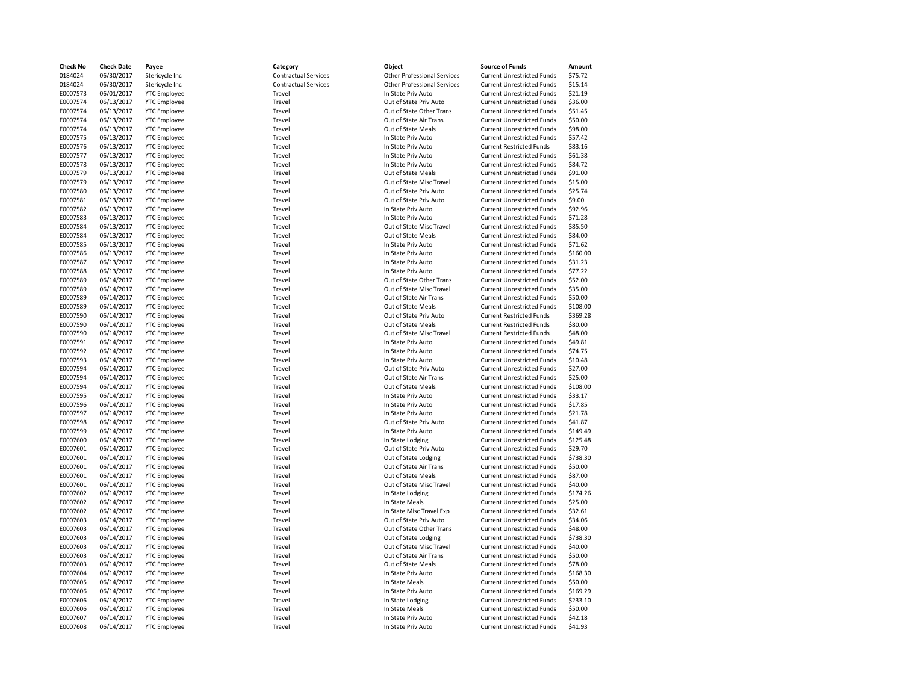| Check No | Check Date | Payee | Category | Object | Source of Funds | Amount |
|---|---|---|---|---|---|---|
| 0184024 | 06/30/2017 | Stericycle Inc | Contractual Services | Other Professional Services | Current Unrestricted Funds | $75.72 |
| 0184024 | 06/30/2017 | Stericycle Inc | Contractual Services | Other Professional Services | Current Unrestricted Funds | $15.14 |
| E0007573 | 06/01/2017 | YTC Employee | Travel | In State Priv Auto | Current Unrestricted Funds | $21.19 |
| E0007574 | 06/13/2017 | YTC Employee | Travel | Out of State Priv Auto | Current Unrestricted Funds | $36.00 |
| E0007574 | 06/13/2017 | YTC Employee | Travel | Out of State Other Trans | Current Unrestricted Funds | $51.45 |
| E0007574 | 06/13/2017 | YTC Employee | Travel | Out of State Air Trans | Current Unrestricted Funds | $50.00 |
| E0007574 | 06/13/2017 | YTC Employee | Travel | Out of State Meals | Current Unrestricted Funds | $98.00 |
| E0007575 | 06/13/2017 | YTC Employee | Travel | In State Priv Auto | Current Unrestricted Funds | $57.42 |
| E0007576 | 06/13/2017 | YTC Employee | Travel | In State Priv Auto | Current Restricted Funds | $83.16 |
| E0007577 | 06/13/2017 | YTC Employee | Travel | In State Priv Auto | Current Unrestricted Funds | $61.38 |
| E0007578 | 06/13/2017 | YTC Employee | Travel | In State Priv Auto | Current Unrestricted Funds | $84.72 |
| E0007579 | 06/13/2017 | YTC Employee | Travel | Out of State Meals | Current Unrestricted Funds | $91.00 |
| E0007579 | 06/13/2017 | YTC Employee | Travel | Out of State Misc Travel | Current Unrestricted Funds | $15.00 |
| E0007580 | 06/13/2017 | YTC Employee | Travel | Out of State Priv Auto | Current Unrestricted Funds | $25.74 |
| E0007581 | 06/13/2017 | YTC Employee | Travel | Out of State Priv Auto | Current Unrestricted Funds | $9.00 |
| E0007582 | 06/13/2017 | YTC Employee | Travel | In State Priv Auto | Current Unrestricted Funds | $92.96 |
| E0007583 | 06/13/2017 | YTC Employee | Travel | In State Priv Auto | Current Unrestricted Funds | $71.28 |
| E0007584 | 06/13/2017 | YTC Employee | Travel | Out of State Misc Travel | Current Unrestricted Funds | $85.50 |
| E0007584 | 06/13/2017 | YTC Employee | Travel | Out of State Meals | Current Unrestricted Funds | $84.00 |
| E0007585 | 06/13/2017 | YTC Employee | Travel | In State Priv Auto | Current Unrestricted Funds | $71.62 |
| E0007586 | 06/13/2017 | YTC Employee | Travel | In State Priv Auto | Current Unrestricted Funds | $160.00 |
| E0007587 | 06/13/2017 | YTC Employee | Travel | In State Priv Auto | Current Unrestricted Funds | $31.23 |
| E0007588 | 06/13/2017 | YTC Employee | Travel | In State Priv Auto | Current Unrestricted Funds | $77.22 |
| E0007589 | 06/14/2017 | YTC Employee | Travel | Out of State Other Trans | Current Unrestricted Funds | $52.00 |
| E0007589 | 06/14/2017 | YTC Employee | Travel | Out of State Misc Travel | Current Unrestricted Funds | $35.00 |
| E0007589 | 06/14/2017 | YTC Employee | Travel | Out of State Air Trans | Current Unrestricted Funds | $50.00 |
| E0007589 | 06/14/2017 | YTC Employee | Travel | Out of State Meals | Current Unrestricted Funds | $108.00 |
| E0007590 | 06/14/2017 | YTC Employee | Travel | Out of State Priv Auto | Current Restricted Funds | $369.28 |
| E0007590 | 06/14/2017 | YTC Employee | Travel | Out of State Meals | Current Restricted Funds | $80.00 |
| E0007590 | 06/14/2017 | YTC Employee | Travel | Out of State Misc Travel | Current Restricted Funds | $48.00 |
| E0007591 | 06/14/2017 | YTC Employee | Travel | In State Priv Auto | Current Unrestricted Funds | $49.81 |
| E0007592 | 06/14/2017 | YTC Employee | Travel | In State Priv Auto | Current Unrestricted Funds | $74.75 |
| E0007593 | 06/14/2017 | YTC Employee | Travel | In State Priv Auto | Current Unrestricted Funds | $10.48 |
| E0007594 | 06/14/2017 | YTC Employee | Travel | Out of State Priv Auto | Current Unrestricted Funds | $27.00 |
| E0007594 | 06/14/2017 | YTC Employee | Travel | Out of State Air Trans | Current Unrestricted Funds | $25.00 |
| E0007594 | 06/14/2017 | YTC Employee | Travel | Out of State Meals | Current Unrestricted Funds | $108.00 |
| E0007595 | 06/14/2017 | YTC Employee | Travel | In State Priv Auto | Current Unrestricted Funds | $33.17 |
| E0007596 | 06/14/2017 | YTC Employee | Travel | In State Priv Auto | Current Unrestricted Funds | $17.85 |
| E0007597 | 06/14/2017 | YTC Employee | Travel | In State Priv Auto | Current Unrestricted Funds | $21.78 |
| E0007598 | 06/14/2017 | YTC Employee | Travel | Out of State Priv Auto | Current Unrestricted Funds | $41.87 |
| E0007599 | 06/14/2017 | YTC Employee | Travel | In State Priv Auto | Current Unrestricted Funds | $149.49 |
| E0007600 | 06/14/2017 | YTC Employee | Travel | In State Lodging | Current Unrestricted Funds | $125.48 |
| E0007601 | 06/14/2017 | YTC Employee | Travel | Out of State Priv Auto | Current Unrestricted Funds | $29.70 |
| E0007601 | 06/14/2017 | YTC Employee | Travel | Out of State Lodging | Current Unrestricted Funds | $738.30 |
| E0007601 | 06/14/2017 | YTC Employee | Travel | Out of State Air Trans | Current Unrestricted Funds | $50.00 |
| E0007601 | 06/14/2017 | YTC Employee | Travel | Out of State Meals | Current Unrestricted Funds | $87.00 |
| E0007601 | 06/14/2017 | YTC Employee | Travel | Out of State Misc Travel | Current Unrestricted Funds | $40.00 |
| E0007602 | 06/14/2017 | YTC Employee | Travel | In State Lodging | Current Unrestricted Funds | $174.26 |
| E0007602 | 06/14/2017 | YTC Employee | Travel | In State Meals | Current Unrestricted Funds | $25.00 |
| E0007602 | 06/14/2017 | YTC Employee | Travel | In State Misc Travel Exp | Current Unrestricted Funds | $32.61 |
| E0007603 | 06/14/2017 | YTC Employee | Travel | Out of State Priv Auto | Current Unrestricted Funds | $34.06 |
| E0007603 | 06/14/2017 | YTC Employee | Travel | Out of State Other Trans | Current Unrestricted Funds | $48.00 |
| E0007603 | 06/14/2017 | YTC Employee | Travel | Out of State Lodging | Current Unrestricted Funds | $738.30 |
| E0007603 | 06/14/2017 | YTC Employee | Travel | Out of State Misc Travel | Current Unrestricted Funds | $40.00 |
| E0007603 | 06/14/2017 | YTC Employee | Travel | Out of State Air Trans | Current Unrestricted Funds | $50.00 |
| E0007603 | 06/14/2017 | YTC Employee | Travel | Out of State Meals | Current Unrestricted Funds | $78.00 |
| E0007604 | 06/14/2017 | YTC Employee | Travel | In State Priv Auto | Current Unrestricted Funds | $168.30 |
| E0007605 | 06/14/2017 | YTC Employee | Travel | In State Meals | Current Unrestricted Funds | $50.00 |
| E0007606 | 06/14/2017 | YTC Employee | Travel | In State Priv Auto | Current Unrestricted Funds | $169.29 |
| E0007606 | 06/14/2017 | YTC Employee | Travel | In State Lodging | Current Unrestricted Funds | $233.10 |
| E0007606 | 06/14/2017 | YTC Employee | Travel | In State Meals | Current Unrestricted Funds | $50.00 |
| E0007607 | 06/14/2017 | YTC Employee | Travel | In State Priv Auto | Current Unrestricted Funds | $42.18 |
| E0007608 | 06/14/2017 | YTC Employee | Travel | In State Priv Auto | Current Unrestricted Funds | $41.93 |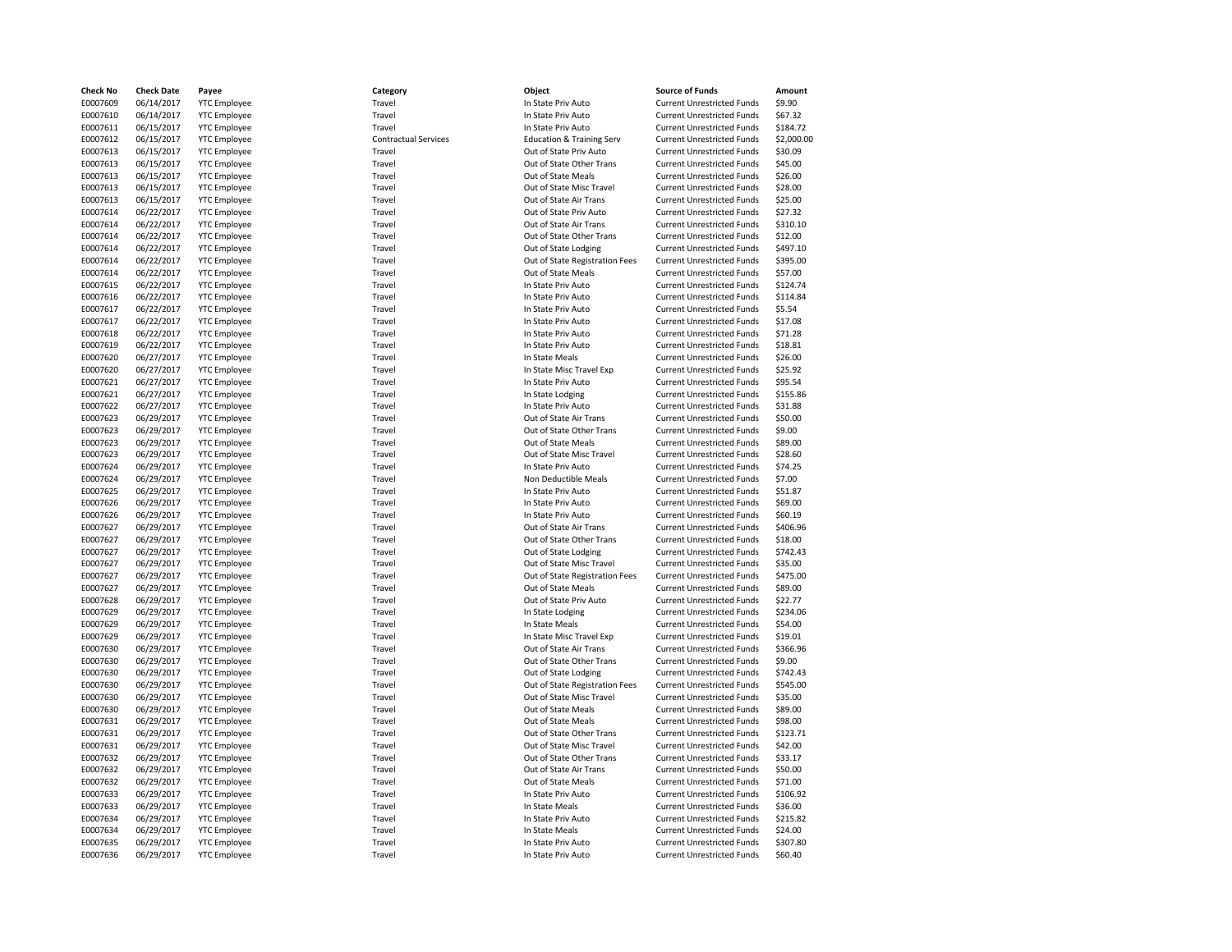| Check No | Check Date | Payee | Category | Object | Source of Funds | Amount |
|---|---|---|---|---|---|---|
| E0007609 | 06/14/2017 | YTC Employee | Travel | In State Priv Auto | Current Unrestricted Funds | $9.90 |
| E0007610 | 06/14/2017 | YTC Employee | Travel | In State Priv Auto | Current Unrestricted Funds | $67.32 |
| E0007611 | 06/15/2017 | YTC Employee | Travel | In State Priv Auto | Current Unrestricted Funds | $184.72 |
| E0007612 | 06/15/2017 | YTC Employee | Contractual Services | Education & Training Serv | Current Unrestricted Funds | $2,000.00 |
| E0007613 | 06/15/2017 | YTC Employee | Travel | Out of State Priv Auto | Current Unrestricted Funds | $30.09 |
| E0007613 | 06/15/2017 | YTC Employee | Travel | Out of State Other Trans | Current Unrestricted Funds | $45.00 |
| E0007613 | 06/15/2017 | YTC Employee | Travel | Out of State Meals | Current Unrestricted Funds | $26.00 |
| E0007613 | 06/15/2017 | YTC Employee | Travel | Out of State Misc Travel | Current Unrestricted Funds | $28.00 |
| E0007613 | 06/15/2017 | YTC Employee | Travel | Out of State Air Trans | Current Unrestricted Funds | $25.00 |
| E0007614 | 06/22/2017 | YTC Employee | Travel | Out of State Priv Auto | Current Unrestricted Funds | $27.32 |
| E0007614 | 06/22/2017 | YTC Employee | Travel | Out of State Air Trans | Current Unrestricted Funds | $310.10 |
| E0007614 | 06/22/2017 | YTC Employee | Travel | Out of State Other Trans | Current Unrestricted Funds | $12.00 |
| E0007614 | 06/22/2017 | YTC Employee | Travel | Out of State Lodging | Current Unrestricted Funds | $497.10 |
| E0007614 | 06/22/2017 | YTC Employee | Travel | Out of State Registration Fees | Current Unrestricted Funds | $395.00 |
| E0007614 | 06/22/2017 | YTC Employee | Travel | Out of State Meals | Current Unrestricted Funds | $57.00 |
| E0007615 | 06/22/2017 | YTC Employee | Travel | In State Priv Auto | Current Unrestricted Funds | $124.74 |
| E0007616 | 06/22/2017 | YTC Employee | Travel | In State Priv Auto | Current Unrestricted Funds | $114.84 |
| E0007617 | 06/22/2017 | YTC Employee | Travel | In State Priv Auto | Current Unrestricted Funds | $5.54 |
| E0007617 | 06/22/2017 | YTC Employee | Travel | In State Priv Auto | Current Unrestricted Funds | $17.08 |
| E0007618 | 06/22/2017 | YTC Employee | Travel | In State Priv Auto | Current Unrestricted Funds | $71.28 |
| E0007619 | 06/22/2017 | YTC Employee | Travel | In State Priv Auto | Current Unrestricted Funds | $18.81 |
| E0007620 | 06/27/2017 | YTC Employee | Travel | In State Meals | Current Unrestricted Funds | $26.00 |
| E0007620 | 06/27/2017 | YTC Employee | Travel | In State Misc Travel Exp | Current Unrestricted Funds | $25.92 |
| E0007621 | 06/27/2017 | YTC Employee | Travel | In State Priv Auto | Current Unrestricted Funds | $95.54 |
| E0007621 | 06/27/2017 | YTC Employee | Travel | In State Lodging | Current Unrestricted Funds | $155.86 |
| E0007622 | 06/27/2017 | YTC Employee | Travel | In State Priv Auto | Current Unrestricted Funds | $31.88 |
| E0007623 | 06/29/2017 | YTC Employee | Travel | Out of State Air Trans | Current Unrestricted Funds | $50.00 |
| E0007623 | 06/29/2017 | YTC Employee | Travel | Out of State Other Trans | Current Unrestricted Funds | $9.00 |
| E0007623 | 06/29/2017 | YTC Employee | Travel | Out of State Meals | Current Unrestricted Funds | $89.00 |
| E0007623 | 06/29/2017 | YTC Employee | Travel | Out of State Misc Travel | Current Unrestricted Funds | $28.60 |
| E0007624 | 06/29/2017 | YTC Employee | Travel | In State Priv Auto | Current Unrestricted Funds | $74.25 |
| E0007624 | 06/29/2017 | YTC Employee | Travel | Non Deductible Meals | Current Unrestricted Funds | $7.00 |
| E0007625 | 06/29/2017 | YTC Employee | Travel | In State Priv Auto | Current Unrestricted Funds | $51.87 |
| E0007626 | 06/29/2017 | YTC Employee | Travel | In State Priv Auto | Current Unrestricted Funds | $69.00 |
| E0007626 | 06/29/2017 | YTC Employee | Travel | In State Priv Auto | Current Unrestricted Funds | $60.19 |
| E0007627 | 06/29/2017 | YTC Employee | Travel | Out of State Air Trans | Current Unrestricted Funds | $406.96 |
| E0007627 | 06/29/2017 | YTC Employee | Travel | Out of State Other Trans | Current Unrestricted Funds | $18.00 |
| E0007627 | 06/29/2017 | YTC Employee | Travel | Out of State Lodging | Current Unrestricted Funds | $742.43 |
| E0007627 | 06/29/2017 | YTC Employee | Travel | Out of State Misc Travel | Current Unrestricted Funds | $35.00 |
| E0007627 | 06/29/2017 | YTC Employee | Travel | Out of State Registration Fees | Current Unrestricted Funds | $475.00 |
| E0007627 | 06/29/2017 | YTC Employee | Travel | Out of State Meals | Current Unrestricted Funds | $89.00 |
| E0007628 | 06/29/2017 | YTC Employee | Travel | Out of State Priv Auto | Current Unrestricted Funds | $22.77 |
| E0007629 | 06/29/2017 | YTC Employee | Travel | In State Lodging | Current Unrestricted Funds | $234.06 |
| E0007629 | 06/29/2017 | YTC Employee | Travel | In State Meals | Current Unrestricted Funds | $54.00 |
| E0007629 | 06/29/2017 | YTC Employee | Travel | In State Misc Travel Exp | Current Unrestricted Funds | $19.01 |
| E0007630 | 06/29/2017 | YTC Employee | Travel | Out of State Air Trans | Current Unrestricted Funds | $366.96 |
| E0007630 | 06/29/2017 | YTC Employee | Travel | Out of State Other Trans | Current Unrestricted Funds | $9.00 |
| E0007630 | 06/29/2017 | YTC Employee | Travel | Out of State Lodging | Current Unrestricted Funds | $742.43 |
| E0007630 | 06/29/2017 | YTC Employee | Travel | Out of State Registration Fees | Current Unrestricted Funds | $545.00 |
| E0007630 | 06/29/2017 | YTC Employee | Travel | Out of State Misc Travel | Current Unrestricted Funds | $35.00 |
| E0007630 | 06/29/2017 | YTC Employee | Travel | Out of State Meals | Current Unrestricted Funds | $89.00 |
| E0007631 | 06/29/2017 | YTC Employee | Travel | Out of State Meals | Current Unrestricted Funds | $98.00 |
| E0007631 | 06/29/2017 | YTC Employee | Travel | Out of State Other Trans | Current Unrestricted Funds | $123.71 |
| E0007631 | 06/29/2017 | YTC Employee | Travel | Out of State Misc Travel | Current Unrestricted Funds | $42.00 |
| E0007632 | 06/29/2017 | YTC Employee | Travel | Out of State Other Trans | Current Unrestricted Funds | $33.17 |
| E0007632 | 06/29/2017 | YTC Employee | Travel | Out of State Air Trans | Current Unrestricted Funds | $50.00 |
| E0007632 | 06/29/2017 | YTC Employee | Travel | Out of State Meals | Current Unrestricted Funds | $71.00 |
| E0007633 | 06/29/2017 | YTC Employee | Travel | In State Priv Auto | Current Unrestricted Funds | $106.92 |
| E0007633 | 06/29/2017 | YTC Employee | Travel | In State Meals | Current Unrestricted Funds | $36.00 |
| E0007634 | 06/29/2017 | YTC Employee | Travel | In State Priv Auto | Current Unrestricted Funds | $215.82 |
| E0007634 | 06/29/2017 | YTC Employee | Travel | In State Meals | Current Unrestricted Funds | $24.00 |
| E0007635 | 06/29/2017 | YTC Employee | Travel | In State Priv Auto | Current Unrestricted Funds | $307.80 |
| E0007636 | 06/29/2017 | YTC Employee | Travel | In State Priv Auto | Current Unrestricted Funds | $60.40 |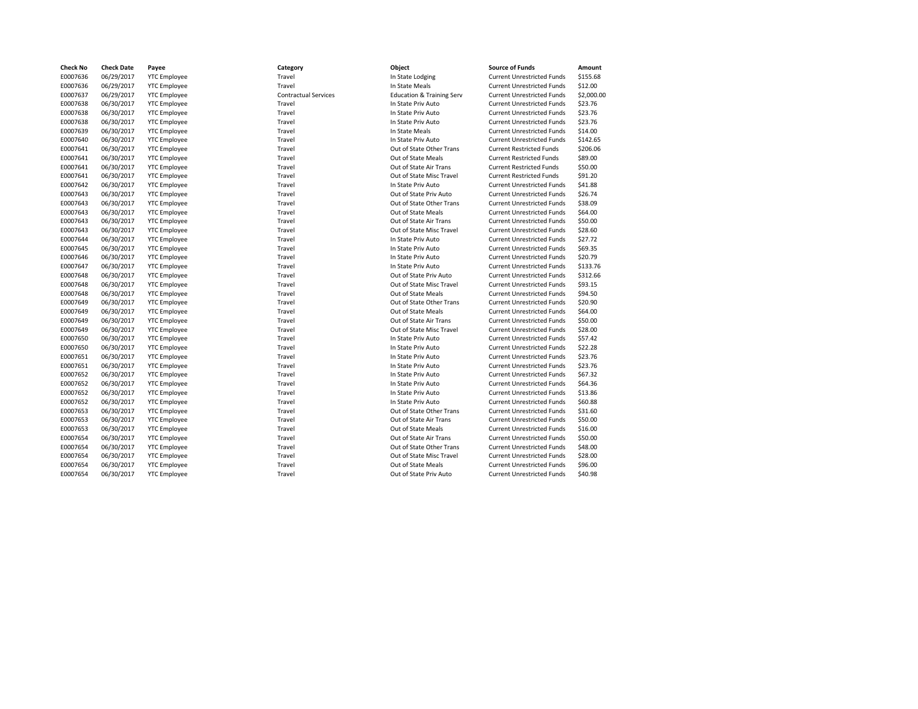| Check No | Check Date | Payee | Category | Object | Source of Funds | Amount |
|---|---|---|---|---|---|---|
| E0007636 | 06/29/2017 | YTC Employee | Travel | In State Lodging | Current Unrestricted Funds | $155.68 |
| E0007636 | 06/29/2017 | YTC Employee | Travel | In State Meals | Current Unrestricted Funds | $12.00 |
| E0007637 | 06/29/2017 | YTC Employee | Contractual Services | Education & Training Serv | Current Unrestricted Funds | $2,000.00 |
| E0007638 | 06/30/2017 | YTC Employee | Travel | In State Priv Auto | Current Unrestricted Funds | $23.76 |
| E0007638 | 06/30/2017 | YTC Employee | Travel | In State Priv Auto | Current Unrestricted Funds | $23.76 |
| E0007638 | 06/30/2017 | YTC Employee | Travel | In State Priv Auto | Current Unrestricted Funds | $23.76 |
| E0007639 | 06/30/2017 | YTC Employee | Travel | In State Meals | Current Unrestricted Funds | $14.00 |
| E0007640 | 06/30/2017 | YTC Employee | Travel | In State Priv Auto | Current Unrestricted Funds | $142.65 |
| E0007641 | 06/30/2017 | YTC Employee | Travel | Out of State Other Trans | Current Restricted Funds | $206.06 |
| E0007641 | 06/30/2017 | YTC Employee | Travel | Out of State Meals | Current Restricted Funds | $89.00 |
| E0007641 | 06/30/2017 | YTC Employee | Travel | Out of State Air Trans | Current Restricted Funds | $50.00 |
| E0007641 | 06/30/2017 | YTC Employee | Travel | Out of State Misc Travel | Current Restricted Funds | $91.20 |
| E0007642 | 06/30/2017 | YTC Employee | Travel | In State Priv Auto | Current Unrestricted Funds | $41.88 |
| E0007643 | 06/30/2017 | YTC Employee | Travel | Out of State Priv Auto | Current Unrestricted Funds | $26.74 |
| E0007643 | 06/30/2017 | YTC Employee | Travel | Out of State Other Trans | Current Unrestricted Funds | $38.09 |
| E0007643 | 06/30/2017 | YTC Employee | Travel | Out of State Meals | Current Unrestricted Funds | $64.00 |
| E0007643 | 06/30/2017 | YTC Employee | Travel | Out of State Air Trans | Current Unrestricted Funds | $50.00 |
| E0007643 | 06/30/2017 | YTC Employee | Travel | Out of State Misc Travel | Current Unrestricted Funds | $28.60 |
| E0007644 | 06/30/2017 | YTC Employee | Travel | In State Priv Auto | Current Unrestricted Funds | $27.72 |
| E0007645 | 06/30/2017 | YTC Employee | Travel | In State Priv Auto | Current Unrestricted Funds | $69.35 |
| E0007646 | 06/30/2017 | YTC Employee | Travel | In State Priv Auto | Current Unrestricted Funds | $20.79 |
| E0007647 | 06/30/2017 | YTC Employee | Travel | In State Priv Auto | Current Unrestricted Funds | $133.76 |
| E0007648 | 06/30/2017 | YTC Employee | Travel | Out of State Priv Auto | Current Unrestricted Funds | $312.66 |
| E0007648 | 06/30/2017 | YTC Employee | Travel | Out of State Misc Travel | Current Unrestricted Funds | $93.15 |
| E0007648 | 06/30/2017 | YTC Employee | Travel | Out of State Meals | Current Unrestricted Funds | $94.50 |
| E0007649 | 06/30/2017 | YTC Employee | Travel | Out of State Other Trans | Current Unrestricted Funds | $20.90 |
| E0007649 | 06/30/2017 | YTC Employee | Travel | Out of State Meals | Current Unrestricted Funds | $64.00 |
| E0007649 | 06/30/2017 | YTC Employee | Travel | Out of State Air Trans | Current Unrestricted Funds | $50.00 |
| E0007649 | 06/30/2017 | YTC Employee | Travel | Out of State Misc Travel | Current Unrestricted Funds | $28.00 |
| E0007650 | 06/30/2017 | YTC Employee | Travel | In State Priv Auto | Current Unrestricted Funds | $57.42 |
| E0007650 | 06/30/2017 | YTC Employee | Travel | In State Priv Auto | Current Unrestricted Funds | $22.28 |
| E0007651 | 06/30/2017 | YTC Employee | Travel | In State Priv Auto | Current Unrestricted Funds | $23.76 |
| E0007651 | 06/30/2017 | YTC Employee | Travel | In State Priv Auto | Current Unrestricted Funds | $23.76 |
| E0007652 | 06/30/2017 | YTC Employee | Travel | In State Priv Auto | Current Unrestricted Funds | $67.32 |
| E0007652 | 06/30/2017 | YTC Employee | Travel | In State Priv Auto | Current Unrestricted Funds | $64.36 |
| E0007652 | 06/30/2017 | YTC Employee | Travel | In State Priv Auto | Current Unrestricted Funds | $13.86 |
| E0007652 | 06/30/2017 | YTC Employee | Travel | In State Priv Auto | Current Unrestricted Funds | $60.88 |
| E0007653 | 06/30/2017 | YTC Employee | Travel | Out of State Other Trans | Current Unrestricted Funds | $31.60 |
| E0007653 | 06/30/2017 | YTC Employee | Travel | Out of State Air Trans | Current Unrestricted Funds | $50.00 |
| E0007653 | 06/30/2017 | YTC Employee | Travel | Out of State Meals | Current Unrestricted Funds | $16.00 |
| E0007654 | 06/30/2017 | YTC Employee | Travel | Out of State Air Trans | Current Unrestricted Funds | $50.00 |
| E0007654 | 06/30/2017 | YTC Employee | Travel | Out of State Other Trans | Current Unrestricted Funds | $48.00 |
| E0007654 | 06/30/2017 | YTC Employee | Travel | Out of State Misc Travel | Current Unrestricted Funds | $28.00 |
| E0007654 | 06/30/2017 | YTC Employee | Travel | Out of State Meals | Current Unrestricted Funds | $96.00 |
| E0007654 | 06/30/2017 | YTC Employee | Travel | Out of State Priv Auto | Current Unrestricted Funds | $40.98 |